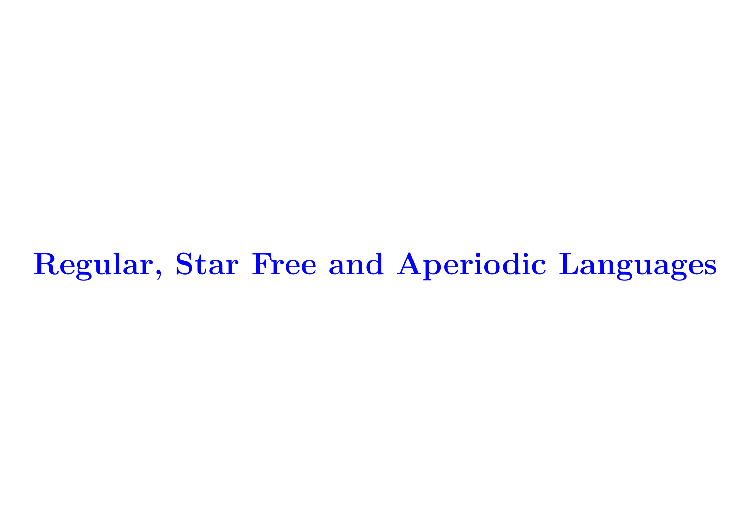# Regular, Star Free and Aperiodic Languages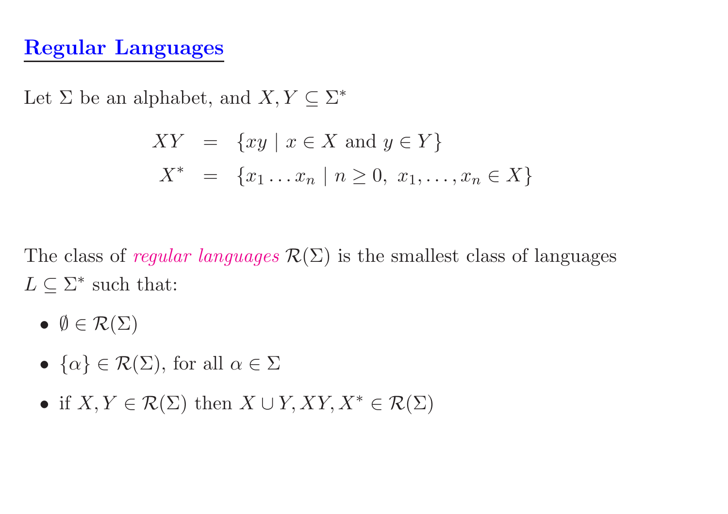## Regular Languages

Let $\Sigma$ be an alphabet, and $X, Y \subseteq \Sigma^*$

$$
\begin{aligned}
XY &= \{xy \mid x \in X \text{ and } y \in Y\} \\
X^* &= \{x_1 \ldots x_n \mid n \geq 0,\ x_1, \ldots, x_n \in X\}
\end{aligned}
$$

The class of *regular languages* $\mathcal{R}(\Sigma)$ is the smallest class of languages $L \subseteq \Sigma^*$ such that:

- $\emptyset \in \mathcal{R}(\Sigma)$
- $\{\alpha\} \in \mathcal{R}(\Sigma)$, for all $\alpha \in \Sigma$
- if $X, Y \in \mathcal{R}(\Sigma)$ then $X \cup Y, XY, X^* \in \mathcal{R}(\Sigma)$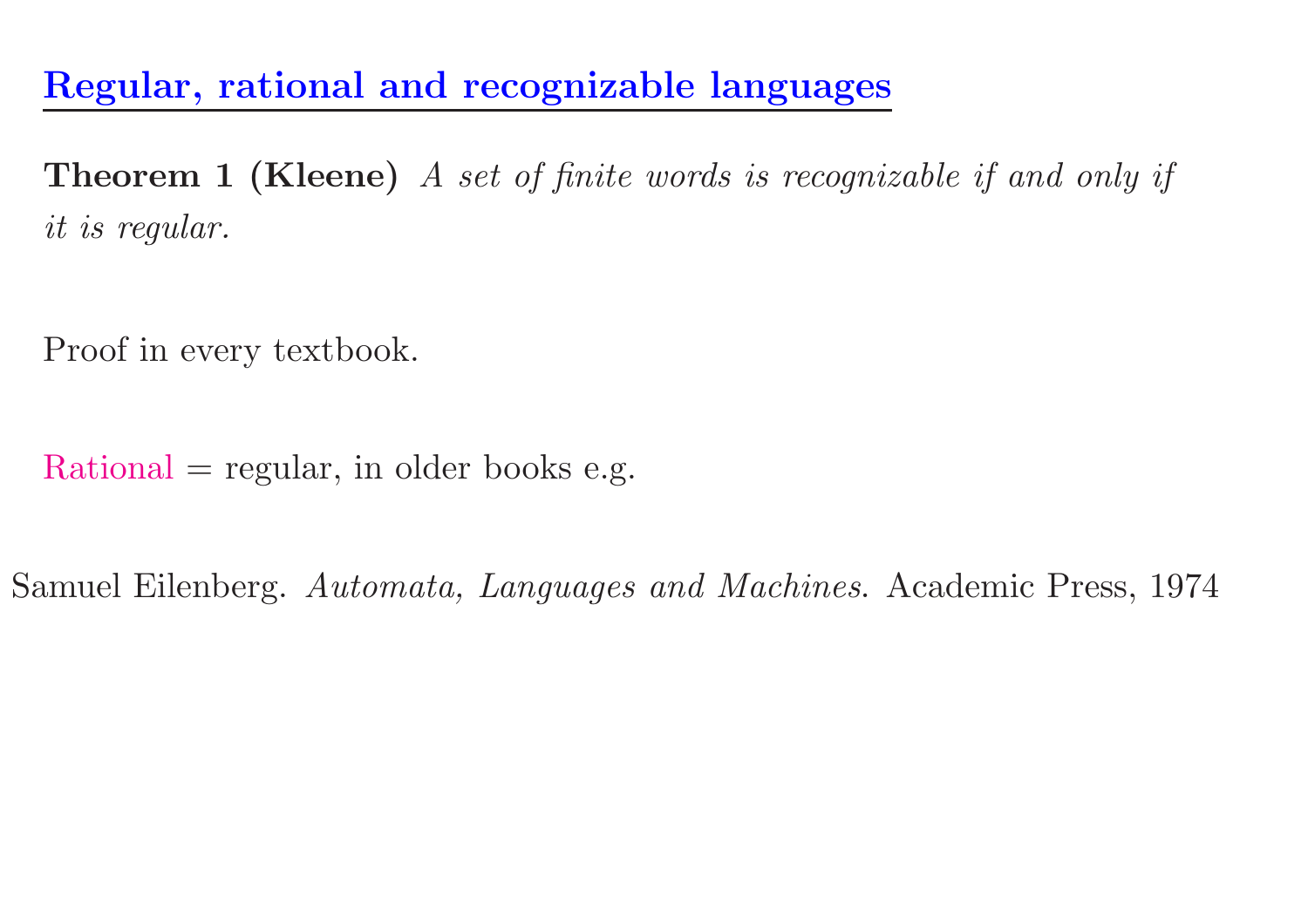## Regular, rational and recognizable languages

**Theorem 1 (Kleene)** *A set of finite words is recognizable if and only if it is regular.*

Proof in every textbook.

Rational = regular, in older books e.g.

Samuel Eilenberg. *Automata, Languages and Machines*. Academic Press, 1974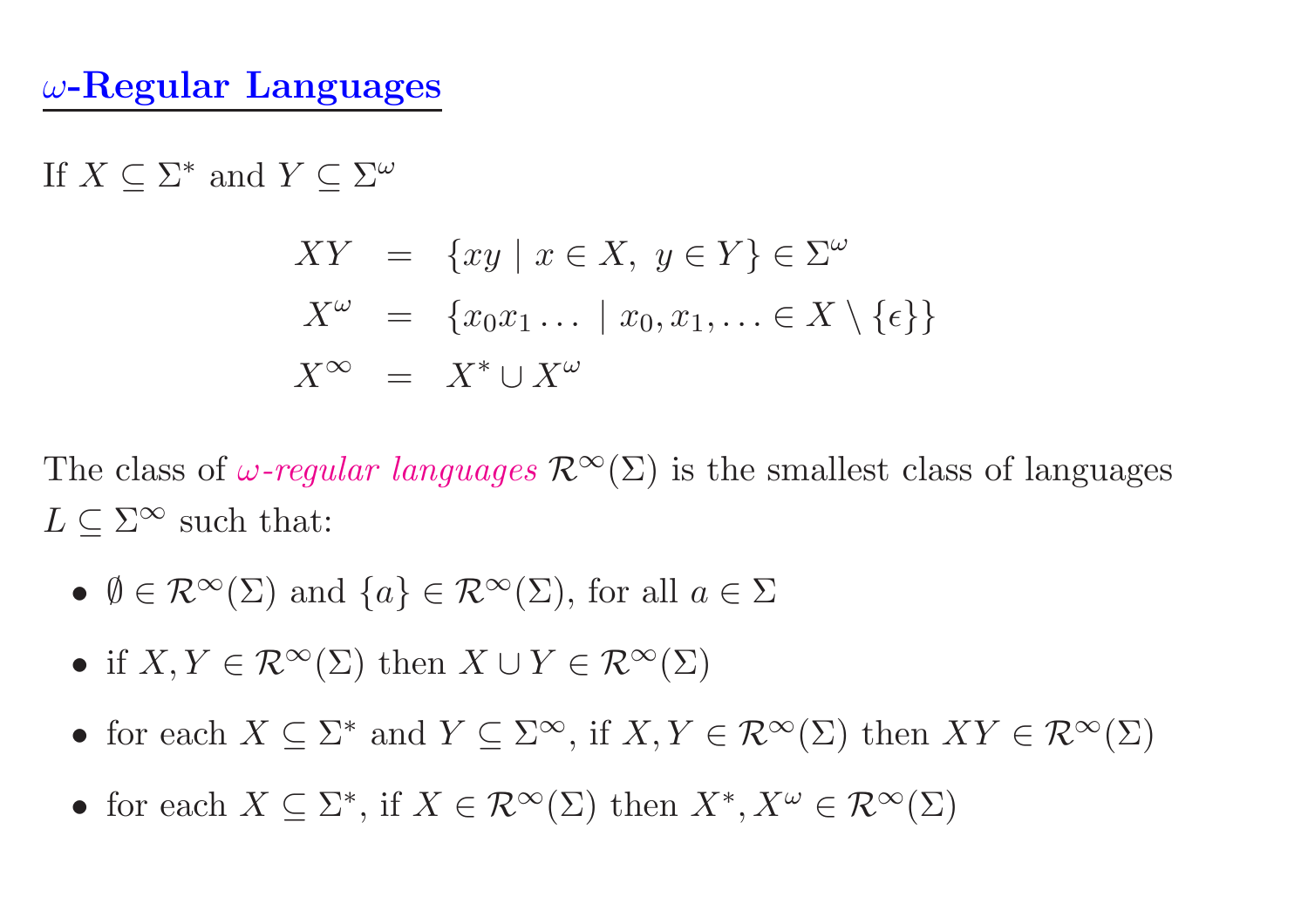## $\omega$-Regular Languages

If $X \subseteq \Sigma^*$ and $Y \subseteq \Sigma^\omega$

$$
\begin{aligned}
XY &= \{xy \mid x \in X,\ y \in Y\} \in \Sigma^\omega \\
X^\omega &= \{x_0 x_1 \ldots \mid x_0, x_1, \ldots \in X \setminus \{\epsilon\}\} \\
X^\infty &= X^* \cup X^\omega
\end{aligned}
$$

The class of *$\omega$-regular languages* $\mathcal{R}^\infty(\Sigma)$ is the smallest class of languages $L \subseteq \Sigma^\infty$ such that:

- $\emptyset \in \mathcal{R}^\infty(\Sigma)$ and $\{a\} \in \mathcal{R}^\infty(\Sigma)$, for all $a \in \Sigma$
- if $X, Y \in \mathcal{R}^\infty(\Sigma)$ then $X \cup Y \in \mathcal{R}^\infty(\Sigma)$
- for each $X \subseteq \Sigma^*$ and $Y \subseteq \Sigma^\infty$, if $X, Y \in \mathcal{R}^\infty(\Sigma)$ then $XY \in \mathcal{R}^\infty(\Sigma)$
- for each $X \subseteq \Sigma^*$, if $X \in \mathcal{R}^\infty(\Sigma)$ then $X^*, X^\omega \in \mathcal{R}^\infty(\Sigma)$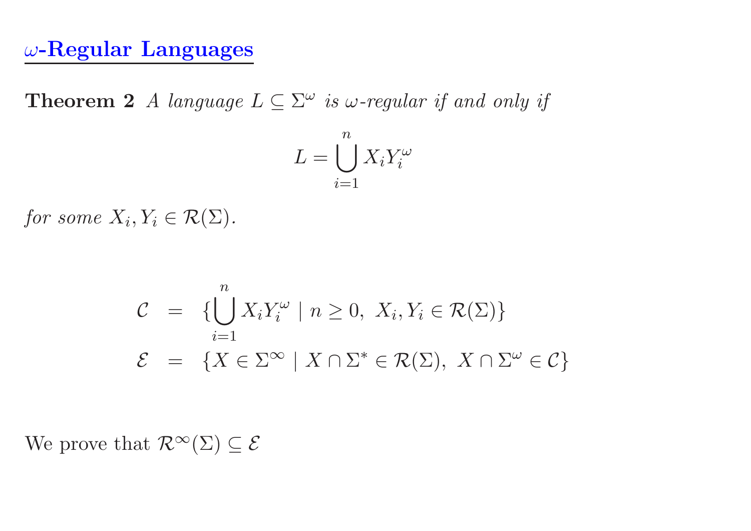## $\omega$-Regular Languages

**Theorem 2** *A language $L \subseteq \Sigma^\omega$ is $\omega$-regular if and only if*

$$L = \bigcup_{i=1}^{n} X_i Y_i^\omega$$

*for some $X_i, Y_i \in \mathcal{R}(\Sigma)$.*

$$\begin{array}{rcl}
\mathcal{C} & = & \{\bigcup_{i=1}^{n} X_i Y_i^\omega \mid n \geq 0,\ X_i, Y_i \in \mathcal{R}(\Sigma)\} \\
\mathcal{E} & = & \{X \in \Sigma^\infty \mid X \cap \Sigma^* \in \mathcal{R}(\Sigma),\ X \cap \Sigma^\omega \in \mathcal{C}\}
\end{array}$$

We prove that $\mathcal{R}^\infty(\Sigma) \subseteq \mathcal{E}$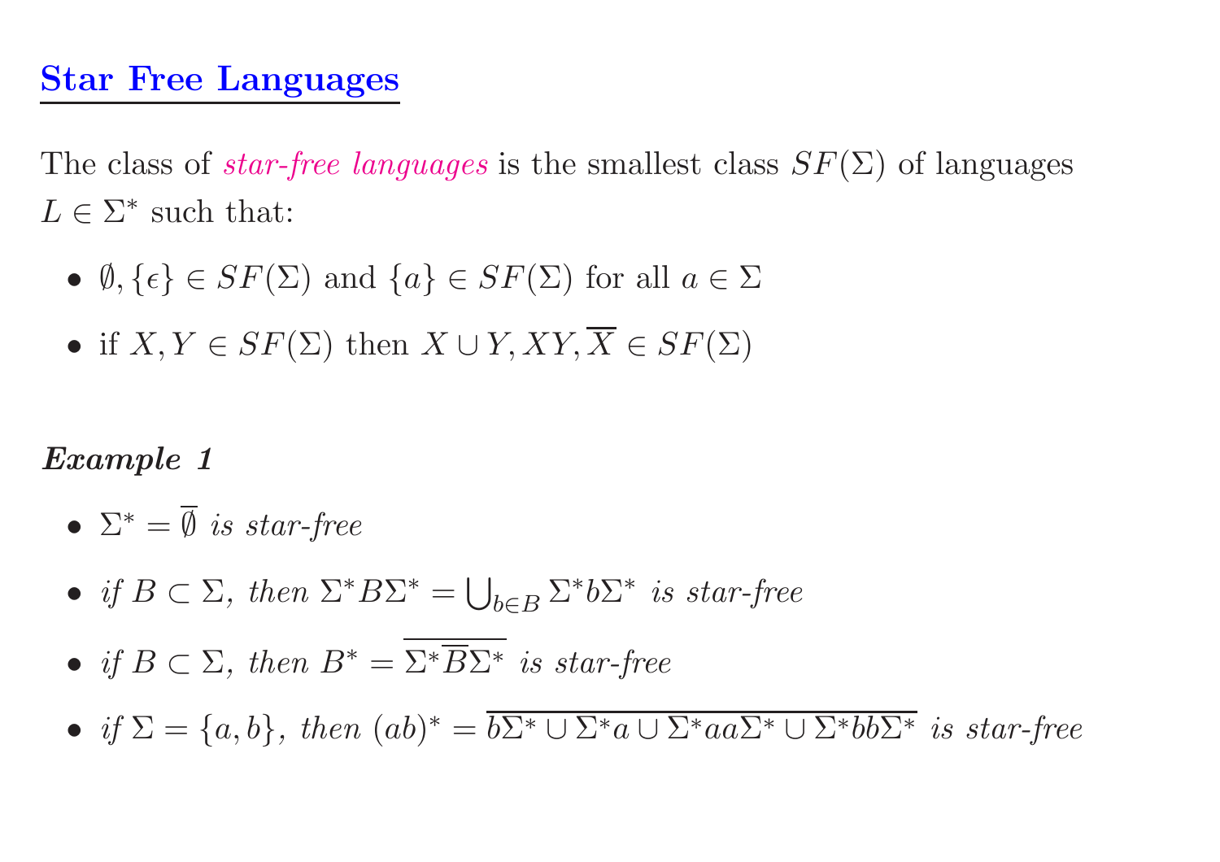## Star Free Languages

The class of *star-free languages* is the smallest class $SF(\Sigma)$ of languages $L \in \Sigma^*$ such that:

- $\emptyset, \{\epsilon\} \in SF(\Sigma)$ and $\{a\} \in SF(\Sigma)$ for all $a \in \Sigma$
- if $X, Y \in SF(\Sigma)$ then $X \cup Y, XY, \overline{X} \in SF(\Sigma)$

***Example 1***

- $\Sigma^* = \overline{\emptyset}$ *is star-free*
- *if* $B \subset \Sigma$*, then* $\Sigma^* B \Sigma^* = \bigcup_{b \in B} \Sigma^* b \Sigma^*$ *is star-free*
- *if* $B \subset \Sigma$*, then* $B^* = \overline{\Sigma^* \overline{B} \Sigma^*}$ *is star-free*
- *if* $\Sigma = \{a, b\}$*, then* $(ab)^* = \overline{b\Sigma^* \cup \Sigma^* a \cup \Sigma^* aa \Sigma^* \cup \Sigma^* bb \Sigma^*}$ *is star-free*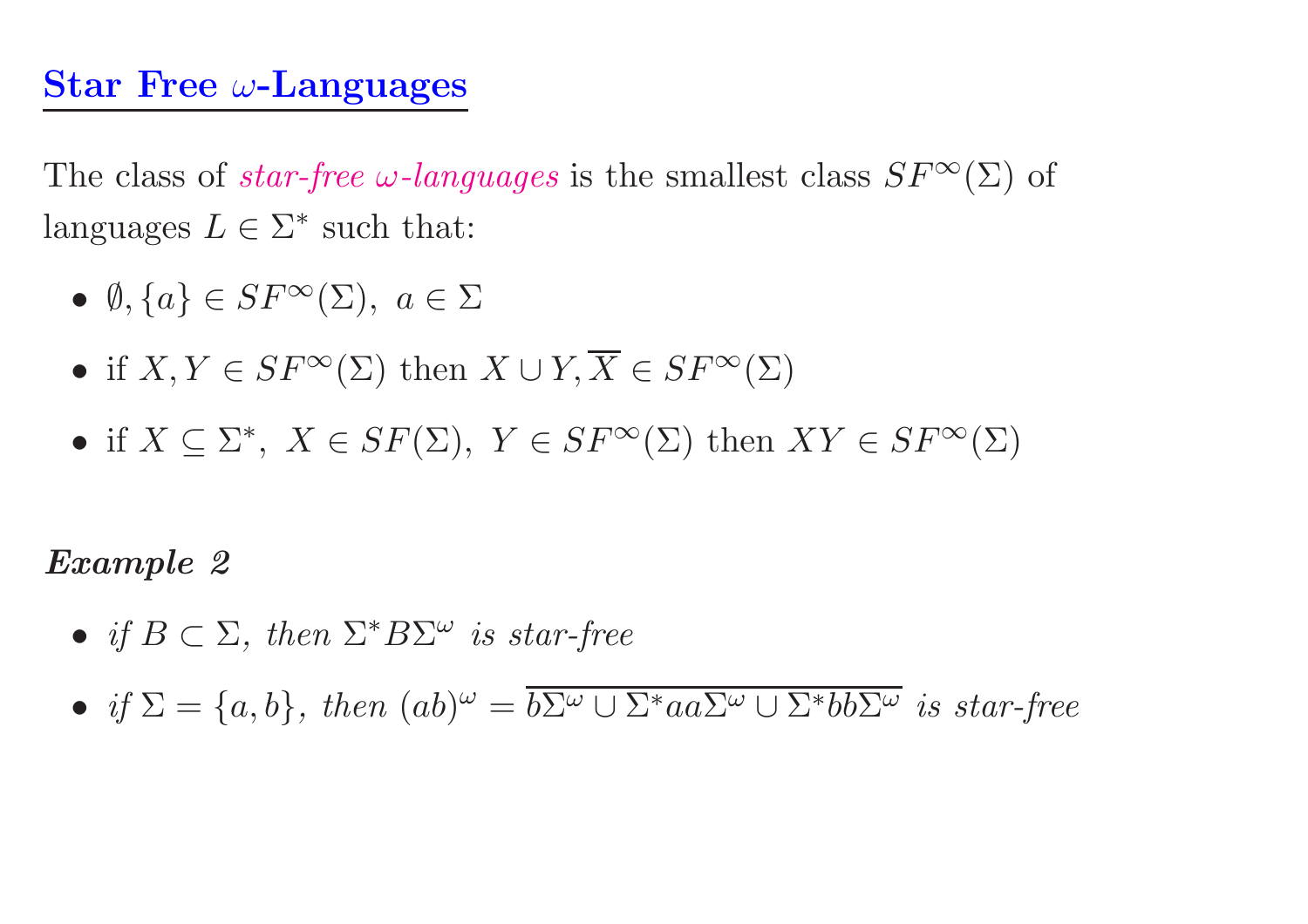## Star Free $\omega$-Languages

The class of *star-free $\omega$-languages* is the smallest class $SF^{\infty}(\Sigma)$ of languages $L \in \Sigma^*$ such that:

- $\emptyset, \{a\} \in SF^{\infty}(\Sigma),\ a \in \Sigma$
- if $X, Y \in SF^{\infty}(\Sigma)$ then $X \cup Y, \overline{X} \in SF^{\infty}(\Sigma)$
- if $X \subseteq \Sigma^*,\ X \in SF(\Sigma),\ Y \in SF^{\infty}(\Sigma)$ then $XY \in SF^{\infty}(\Sigma)$

***Example 2***

- *if $B \subset \Sigma$, then $\Sigma^* B \Sigma^{\omega}$ is star-free*
- *if $\Sigma = \{a, b\}$, then $(ab)^{\omega} = \overline{b\Sigma^{\omega} \cup \Sigma^* aa \Sigma^{\omega} \cup \Sigma^* bb \Sigma^{\omega}}$ is star-free*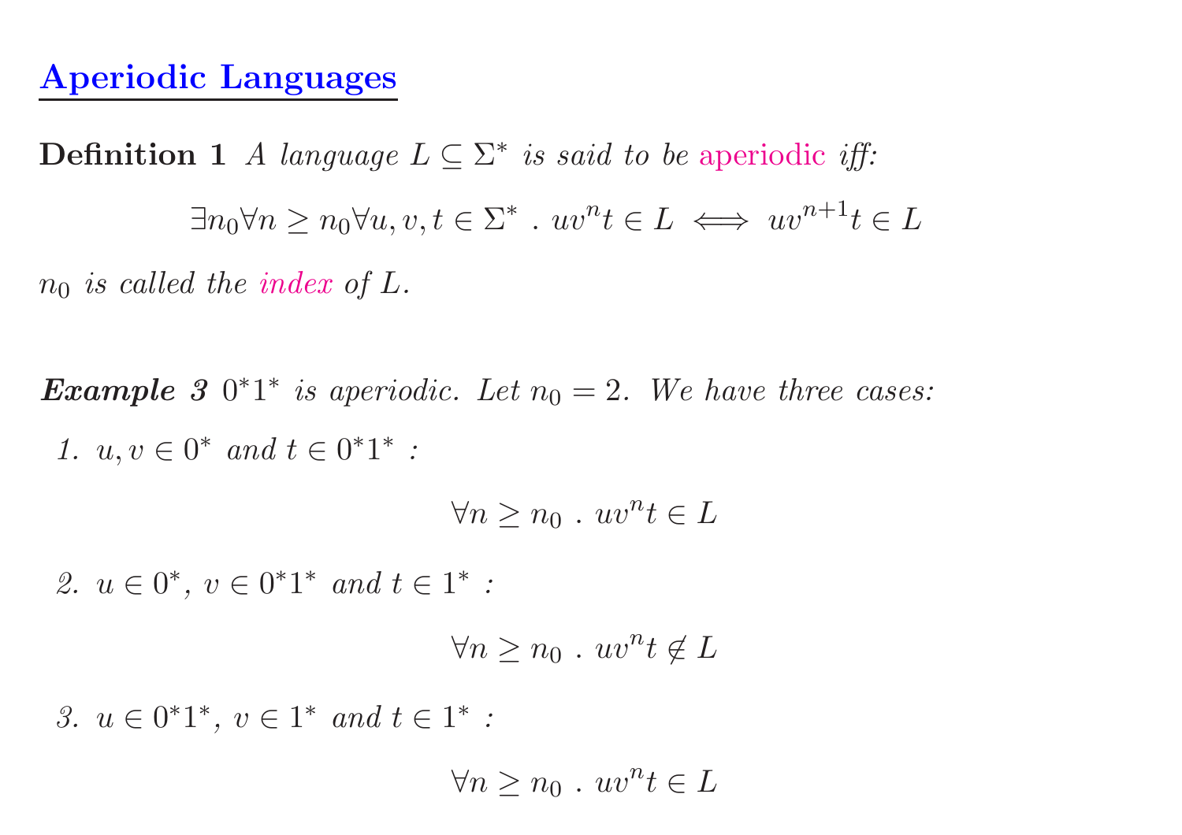## Aperiodic Languages

**Definition 1** *A language $L \subseteq \Sigma^*$ is said to be* aperiodic *iff:*

$$\exists n_0 \forall n \geq n_0 \forall u, v, t \in \Sigma^* \; . \; uv^n t \in L \iff uv^{n+1} t \in L$$

*$n_0$ is called the* index *of $L$.*

***Example 3*** *$0^*1^*$ is aperiodic. Let $n_0 = 2$. We have three cases:*

1. *$u, v \in 0^*$ and $t \in 0^*1^*$ :*

$$\forall n \geq n_0 \; . \; uv^n t \in L$$

2. *$u \in 0^*$, $v \in 0^*1^*$ and $t \in 1^*$ :*

$$\forall n \geq n_0 \; . \; uv^n t \notin L$$

3. *$u \in 0^*1^*$, $v \in 1^*$ and $t \in 1^*$ :*

$$\forall n \geq n_0 \; . \; uv^n t \in L$$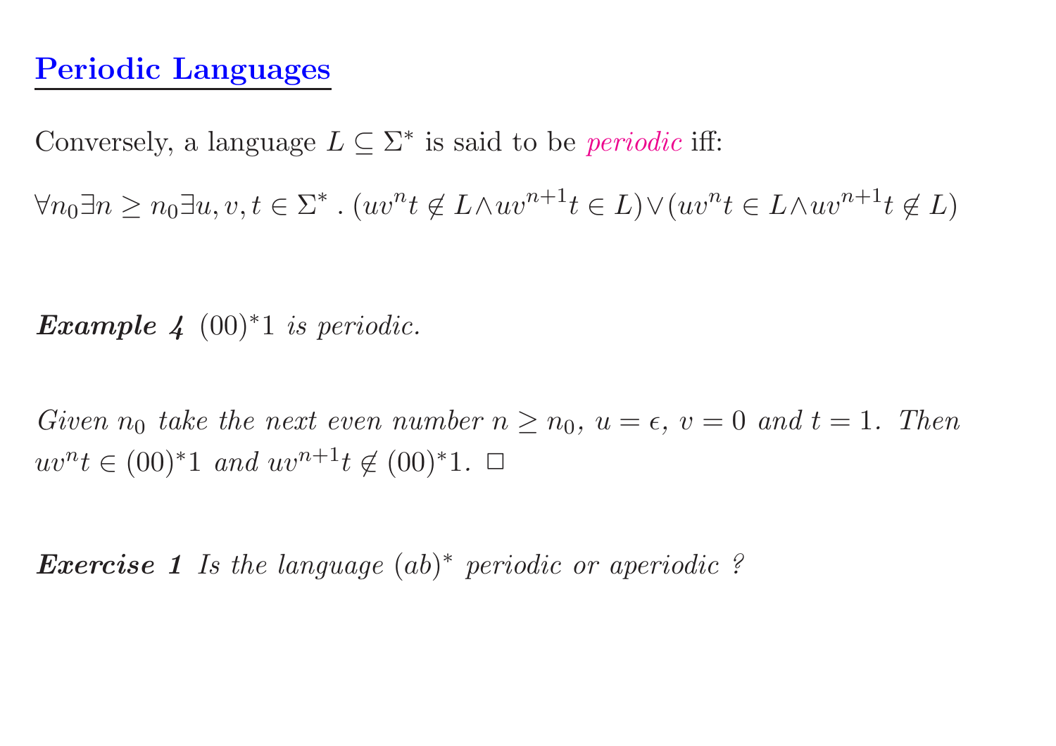# Periodic Languages

Conversely, a language $L \subseteq \Sigma^*$ is said to be *periodic* iff:

$$\forall n_0 \exists n \geq n_0 \exists u, v, t \in \Sigma^* \,.\, (uv^n t \notin L \wedge uv^{n+1} t \in L) \vee (uv^n t \in L \wedge uv^{n+1} t \notin L)$$

***Example 4*** *$(00)^*1$ is periodic.*

*Given $n_0$ take the next even number $n \geq n_0$, $u = \epsilon$, $v = 0$ and $t = 1$. Then $uv^n t \in (00)^*1$ and $uv^{n+1} t \notin (00)^*1$.* □

***Exercise 1*** *Is the language $(ab)^*$ periodic or aperiodic ?*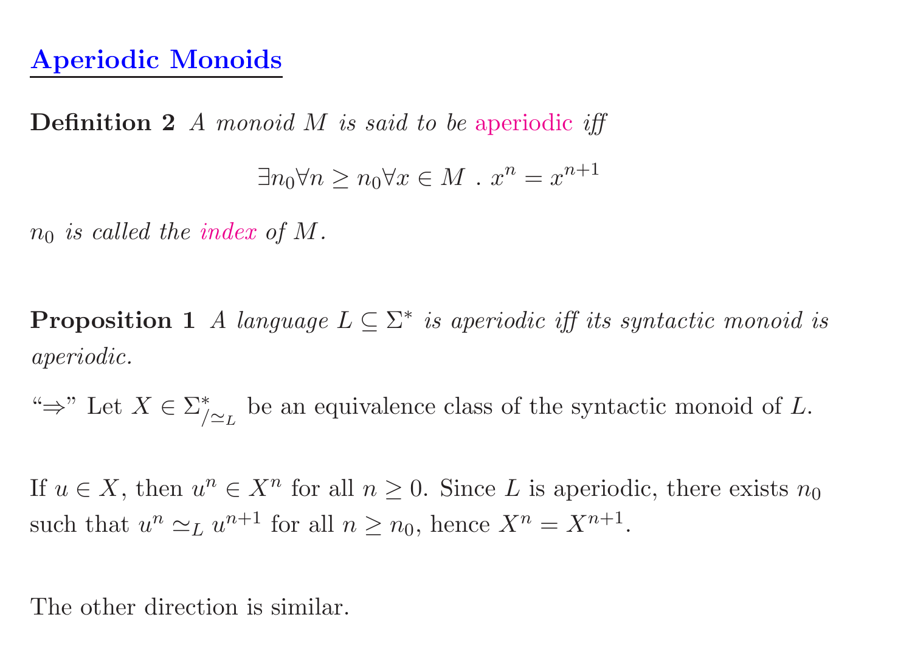## Aperiodic Monoids

**Definition 2** *A monoid $M$ is said to be aperiodic iff*

$$\exists n_0 \forall n \geq n_0 \forall x \in M \ . \ x^n = x^{n+1}$$

*$n_0$ is called the index of $M$.*

**Proposition 1** *A language $L \subseteq \Sigma^*$ is aperiodic iff its syntactic monoid is aperiodic.*

"$\Rightarrow$" Let $X \in \Sigma^*_{/\simeq_L}$ be an equivalence class of the syntactic monoid of $L$.

If $u \in X$, then $u^n \in X^n$ for all $n \geq 0$. Since $L$ is aperiodic, there exists $n_0$ such that $u^n \simeq_L u^{n+1}$ for all $n \geq n_0$, hence $X^n = X^{n+1}$.

The other direction is similar.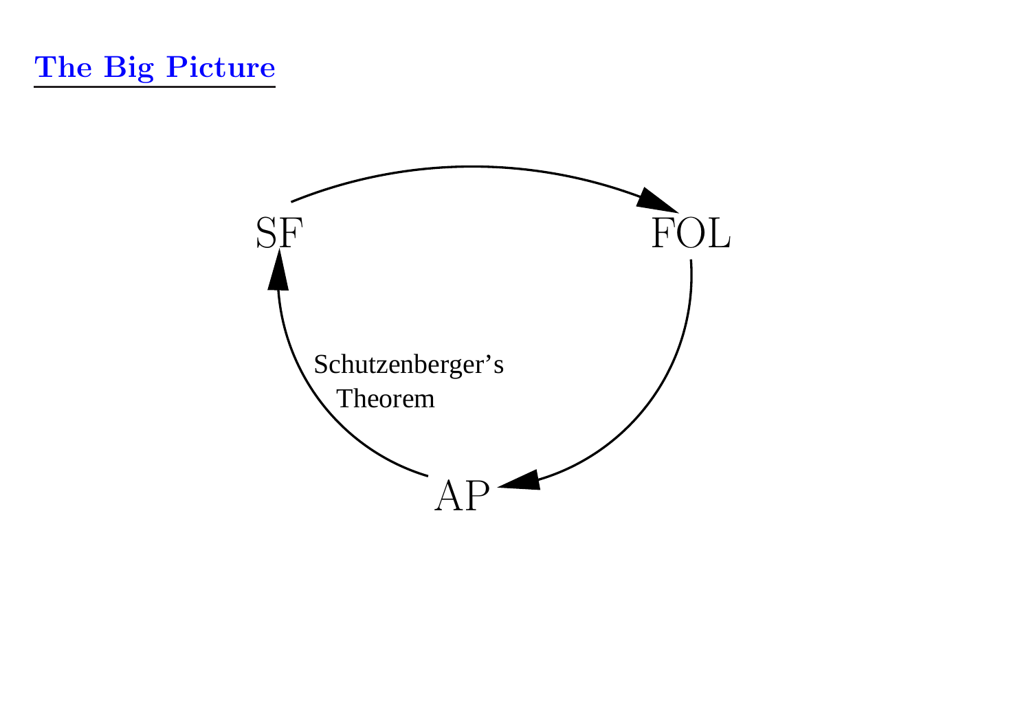## The Big Picture

SF → FOL → AP → SF

Schutzenberger's Theorem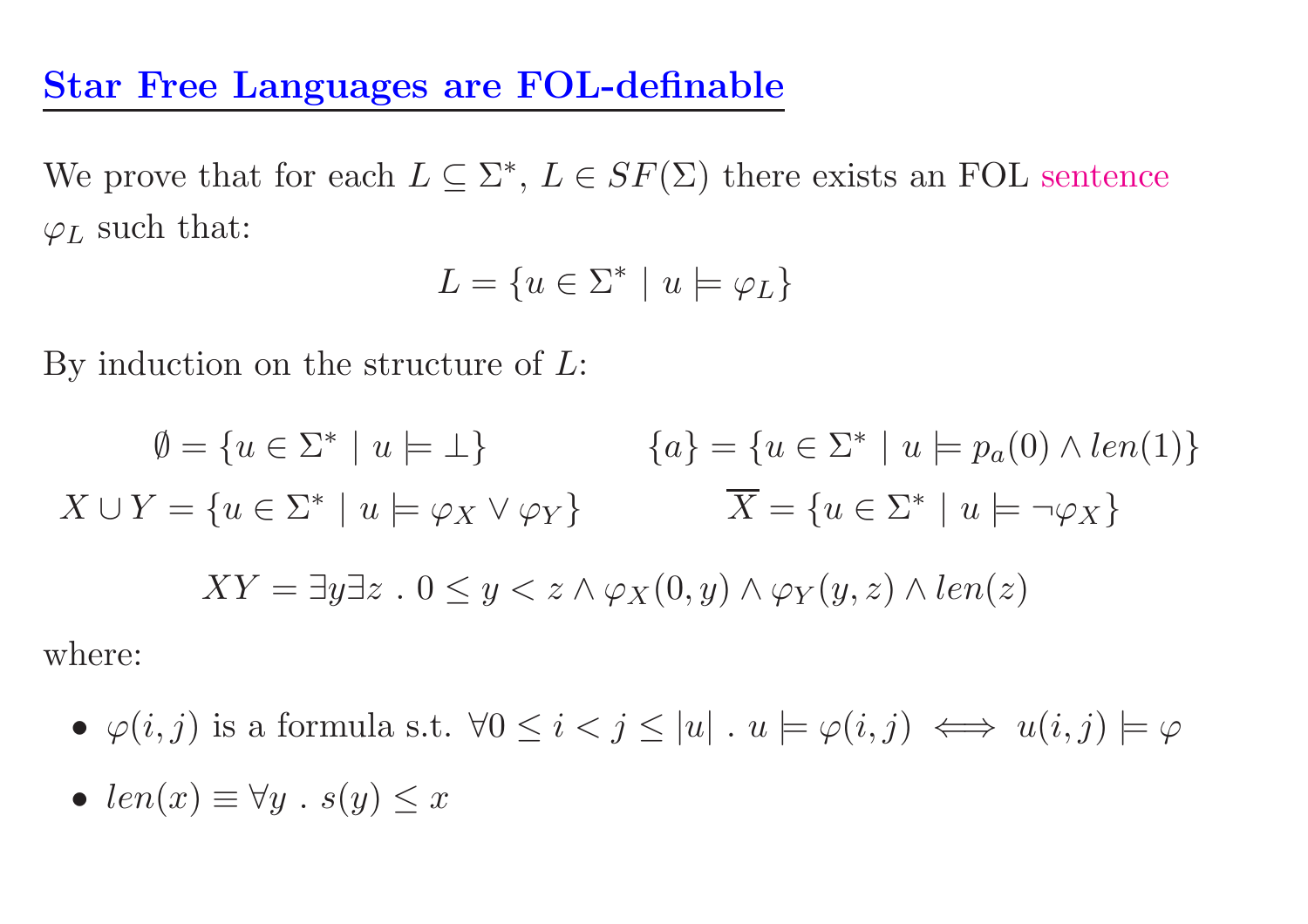## Star Free Languages are FOL-definable

We prove that for each $L \subseteq \Sigma^*$, $L \in SF(\Sigma)$ there exists an FOL sentence $\varphi_L$ such that:

$$L = \{u \in \Sigma^* \mid u \models \varphi_L\}$$

By induction on the structure of $L$:

$$\emptyset = \{u \in \Sigma^* \mid u \models \bot\} \qquad \{a\} = \{u \in \Sigma^* \mid u \models p_a(0) \wedge len(1)\}$$

$$X \cup Y = \{u \in \Sigma^* \mid u \models \varphi_X \vee \varphi_Y\} \qquad \overline{X} = \{u \in \Sigma^* \mid u \models \neg\varphi_X\}$$

$$XY = \exists y \exists z \,.\, 0 \leq y < z \wedge \varphi_X(0,y) \wedge \varphi_Y(y,z) \wedge len(z)$$

where:

- $\varphi(i,j)$ is a formula s.t. $\forall 0 \leq i < j \leq |u| \,.\, u \models \varphi(i,j) \iff u(i,j) \models \varphi$
- $len(x) \equiv \forall y \,.\, s(y) \leq x$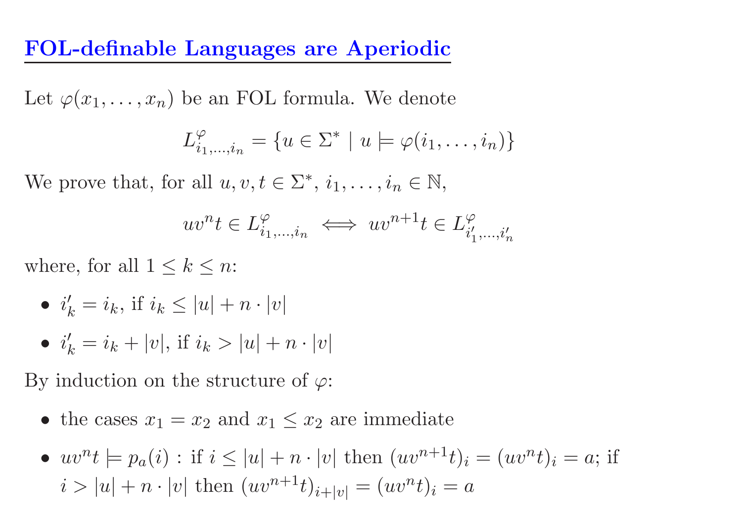## FOL-definable Languages are Aperiodic

Let $\varphi(x_1, \ldots, x_n)$ be an FOL formula. We denote

$$L^{\varphi}_{i_1,\ldots,i_n} = \{u \in \Sigma^* \mid u \models \varphi(i_1, \ldots, i_n)\}$$

We prove that, for all $u, v, t \in \Sigma^*$, $i_1, \ldots, i_n \in \mathbb{N}$,

$$uv^n t \in L^{\varphi}_{i_1,\ldots,i_n} \iff uv^{n+1}t \in L^{\varphi}_{i'_1,\ldots,i'_n}$$

where, for all $1 \leq k \leq n$:

- $i'_k = i_k$, if $i_k \leq |u| + n \cdot |v|$
- $i'_k = i_k + |v|$, if $i_k > |u| + n \cdot |v|$

By induction on the structure of $\varphi$:

- the cases $x_1 = x_2$ and $x_1 \leq x_2$ are immediate
- $uv^n t \models p_a(i)$ : if $i \leq |u| + n \cdot |v|$ then $(uv^{n+1}t)_i = (uv^n t)_i = a$; if $i > |u| + n \cdot |v|$ then $(uv^{n+1}t)_{i+|v|} = (uv^n t)_i = a$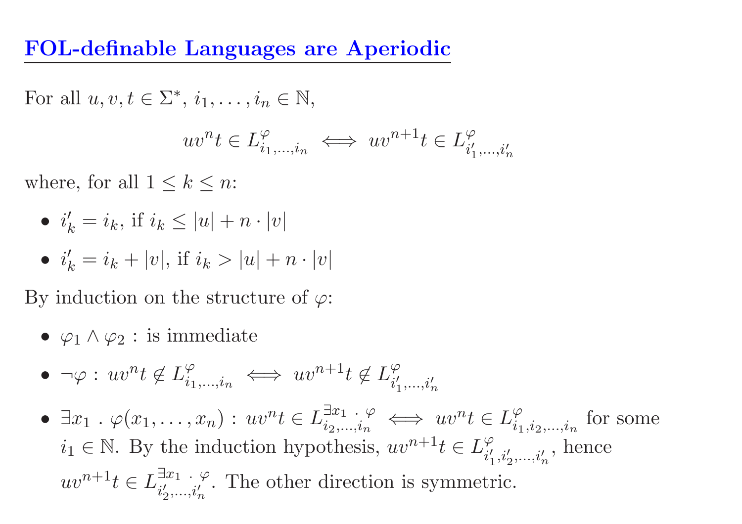## FOL-definable Languages are Aperiodic

For all $u, v, t \in \Sigma^*$, $i_1, \ldots, i_n \in \mathbb{N}$,

$$uv^n t \in L^{\varphi}_{i_1,\ldots,i_n} \iff uv^{n+1} t \in L^{\varphi}_{i'_1,\ldots,i'_n}$$

where, for all $1 \leq k \leq n$:

- $i'_k = i_k$, if $i_k \leq |u| + n \cdot |v|$
- $i'_k = i_k + |v|$, if $i_k > |u| + n \cdot |v|$

By induction on the structure of $\varphi$:

- $\varphi_1 \wedge \varphi_2$ : is immediate
- $\neg\varphi$ : $uv^n t \notin L^{\varphi}_{i_1,\ldots,i_n} \iff uv^{n+1} t \notin L^{\varphi}_{i'_1,\ldots,i'_n}$
- $\exists x_1 \,.\, \varphi(x_1, \ldots, x_n)$ : $uv^n t \in L^{\exists x_1 \,.\, \varphi}_{i_2,\ldots,i_n} \iff uv^n t \in L^{\varphi}_{i_1,i_2,\ldots,i_n}$ for some $i_1 \in \mathbb{N}$. By the induction hypothesis, $uv^{n+1} t \in L^{\varphi}_{i'_1,i'_2,\ldots,i'_n}$, hence $uv^{n+1} t \in L^{\exists x_1 \,.\, \varphi}_{i'_2,\ldots,i'_n}$. The other direction is symmetric.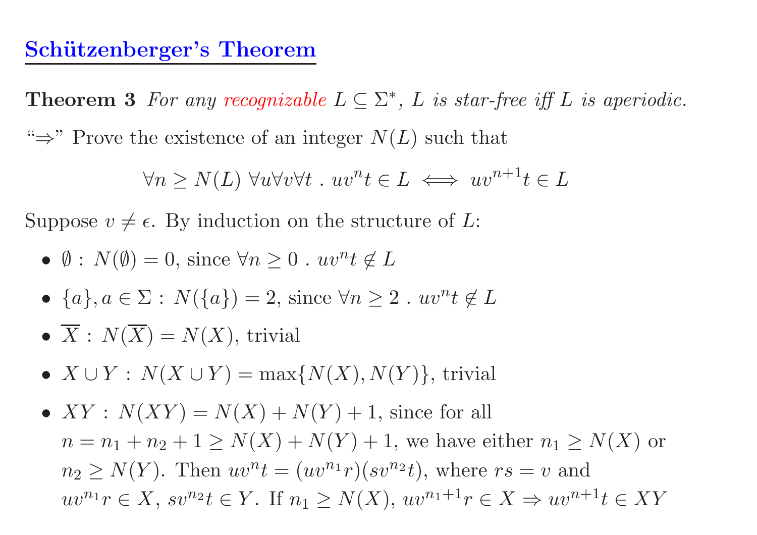## Schützenberger's Theorem

**Theorem 3** *For any recognizable $L \subseteq \Sigma^*$, $L$ is star-free iff $L$ is aperiodic.*

"$\Rightarrow$" Prove the existence of an integer $N(L)$ such that

$$\forall n \geq N(L)\ \forall u \forall v \forall t\ .\ uv^n t \in L \iff uv^{n+1}t \in L$$

Suppose $v \neq \epsilon$. By induction on the structure of $L$:

- $\emptyset$ : $N(\emptyset) = 0$, since $\forall n \geq 0\ .\ uv^n t \notin L$
- $\{a\}, a \in \Sigma$ : $N(\{a\}) = 2$, since $\forall n \geq 2\ .\ uv^n t \notin L$
- $\overline{X}$ : $N(\overline{X}) = N(X)$, trivial
- $X \cup Y$ : $N(X \cup Y) = \max\{N(X), N(Y)\}$, trivial
- $XY$ : $N(XY) = N(X) + N(Y) + 1$, since for all $n = n_1 + n_2 + 1 \geq N(X) + N(Y) + 1$, we have either $n_1 \geq N(X)$ or $n_2 \geq N(Y)$. Then $uv^n t = (uv^{n_1} r)(sv^{n_2} t)$, where $rs = v$ and $uv^{n_1} r \in X$, $sv^{n_2} t \in Y$. If $n_1 \geq N(X)$, $uv^{n_1+1} r \in X \Rightarrow uv^{n+1} t \in XY$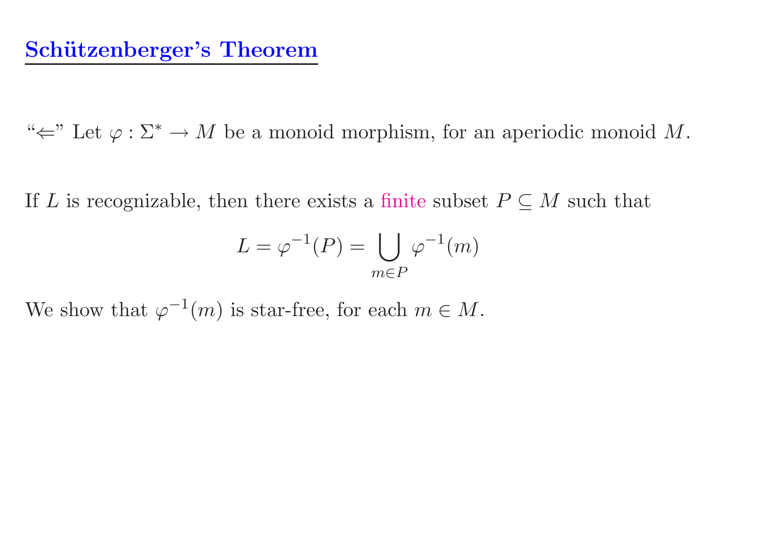## Schützenberger's Theorem

"$\Leftarrow$" Let $\varphi : \Sigma^* \to M$ be a monoid morphism, for an aperiodic monoid $M$.

If $L$ is recognizable, then there exists a finite subset $P \subseteq M$ such that

$$L = \varphi^{-1}(P) = \bigcup_{m \in P} \varphi^{-1}(m)$$

We show that $\varphi^{-1}(m)$ is star-free, for each $m \in M$.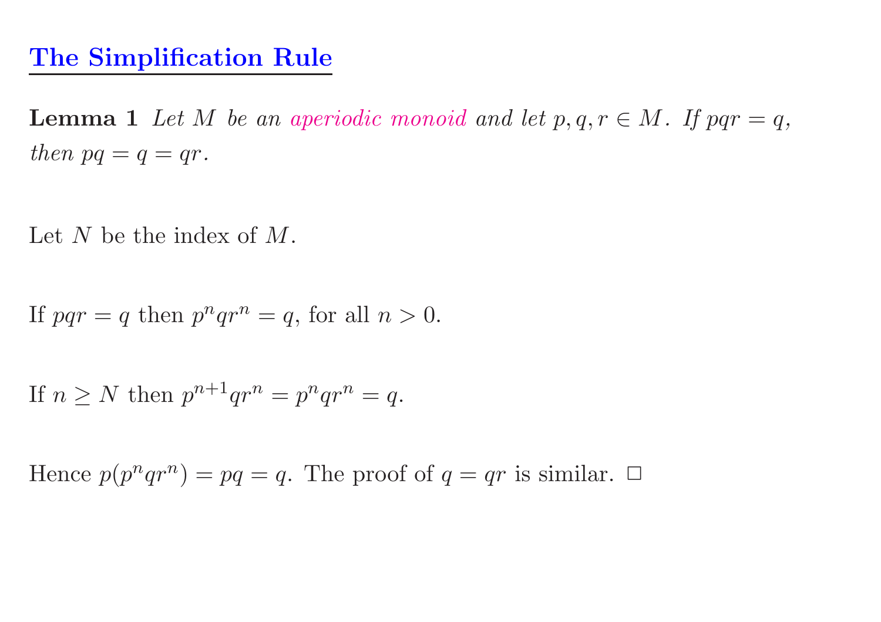## The Simplification Rule

**Lemma 1** *Let $M$ be an aperiodic monoid and let $p, q, r \in M$. If $pqr = q$, then $pq = q = qr$.*

Let $N$ be the index of $M$.

If $pqr = q$ then $p^n q r^n = q$, for all $n > 0$.

If $n \geq N$ then $p^{n+1} q r^n = p^n q r^n = q$.

Hence $p(p^n q r^n) = pq = q$. The proof of $q = qr$ is similar. $\square$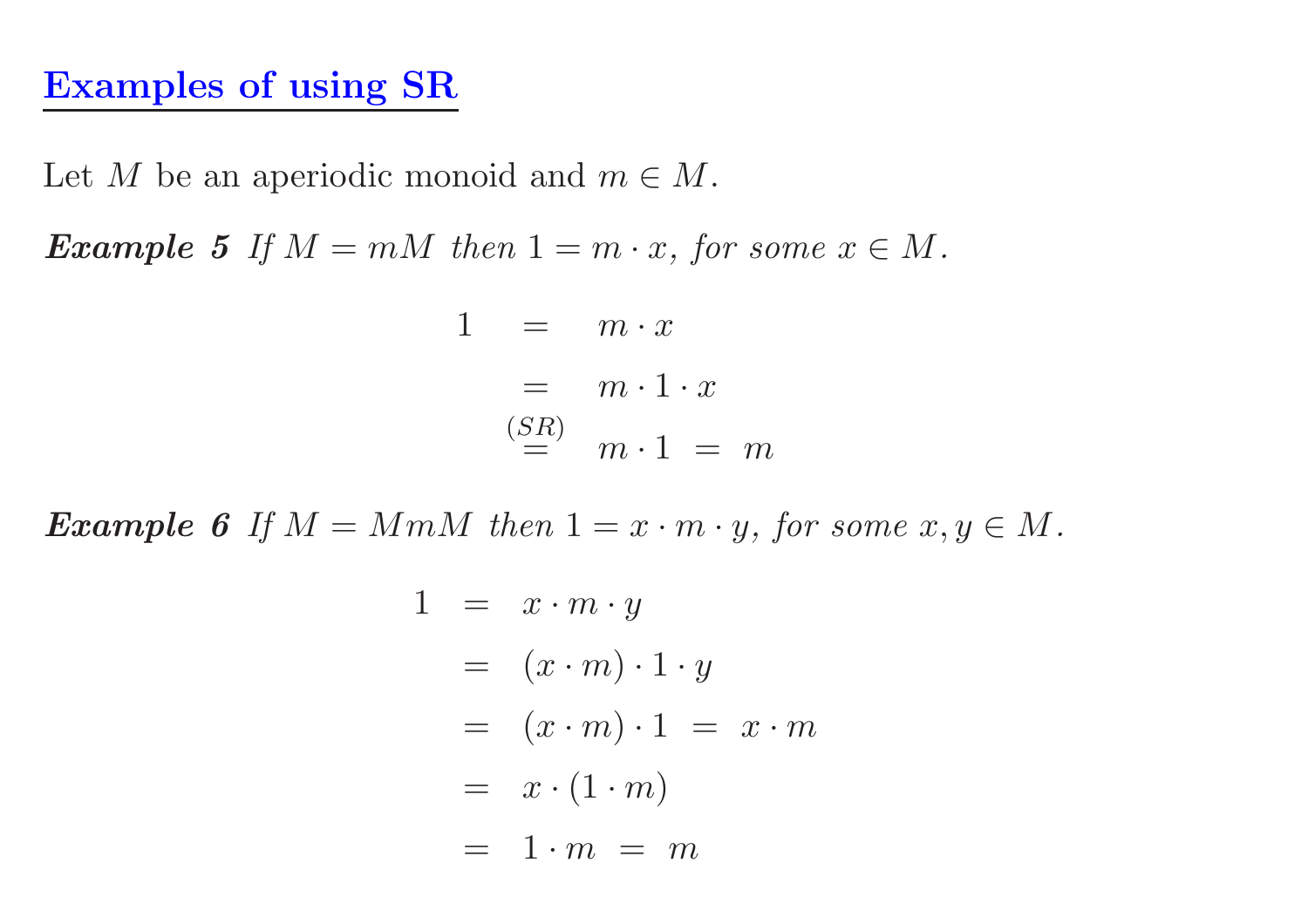## Examples of using SR

Let $M$ be an aperiodic monoid and $m \in M$.

***Example 5*** *If $M = mM$ then $1 = m \cdot x$, for some $x \in M$.*

$$
\begin{aligned}
1 &= m \cdot x \\
&= m \cdot 1 \cdot x \\
&\overset{(SR)}{=} m \cdot 1 \ = \ m
\end{aligned}
$$

***Example 6*** *If $M = MmM$ then $1 = x \cdot m \cdot y$, for some $x, y \in M$.*

$$
\begin{aligned}
1 &= x \cdot m \cdot y \\
&= (x \cdot m) \cdot 1 \cdot y \\
&= (x \cdot m) \cdot 1 \ = \ x \cdot m \\
&= x \cdot (1 \cdot m) \\
&= 1 \cdot m \ = \ m
\end{aligned}
$$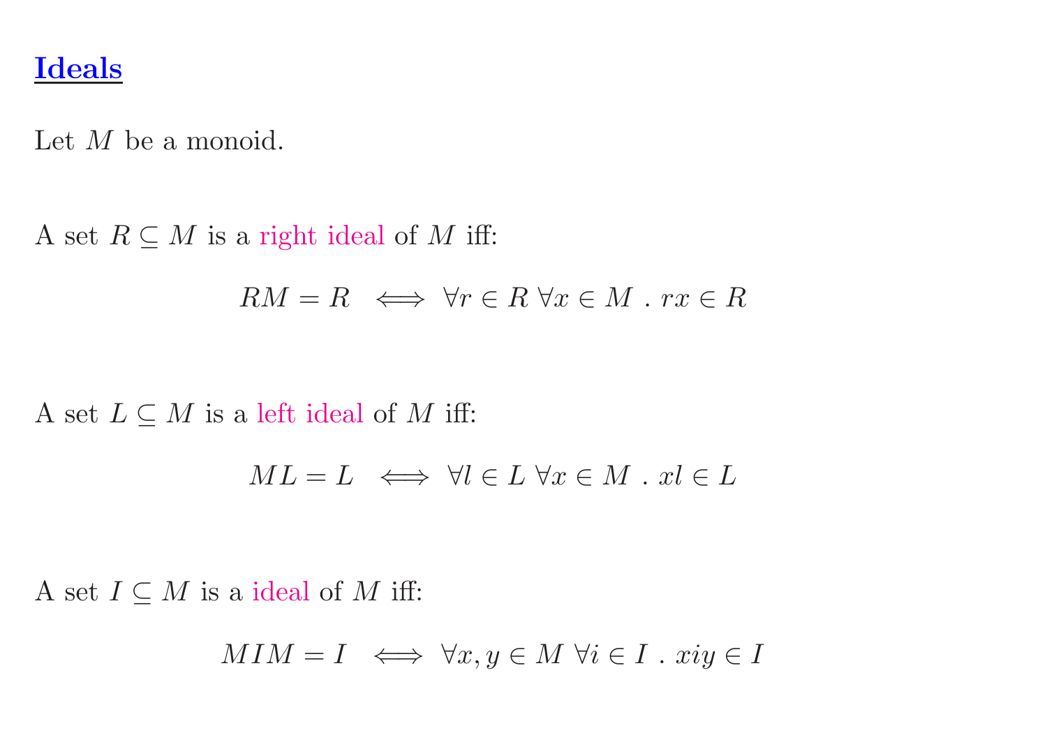## Ideals

Let $M$ be a monoid.

A set $R \subseteq M$ is a right ideal of $M$ iff:

$$RM = R \iff \forall r \in R \; \forall x \in M \; . \; rx \in R$$

A set $L \subseteq M$ is a left ideal of $M$ iff:

$$ML = L \iff \forall l \in L \; \forall x \in M \; . \; xl \in L$$

A set $I \subseteq M$ is a ideal of $M$ iff:

$$MIM = I \iff \forall x, y \in M \; \forall i \in I \; . \; xiy \in I$$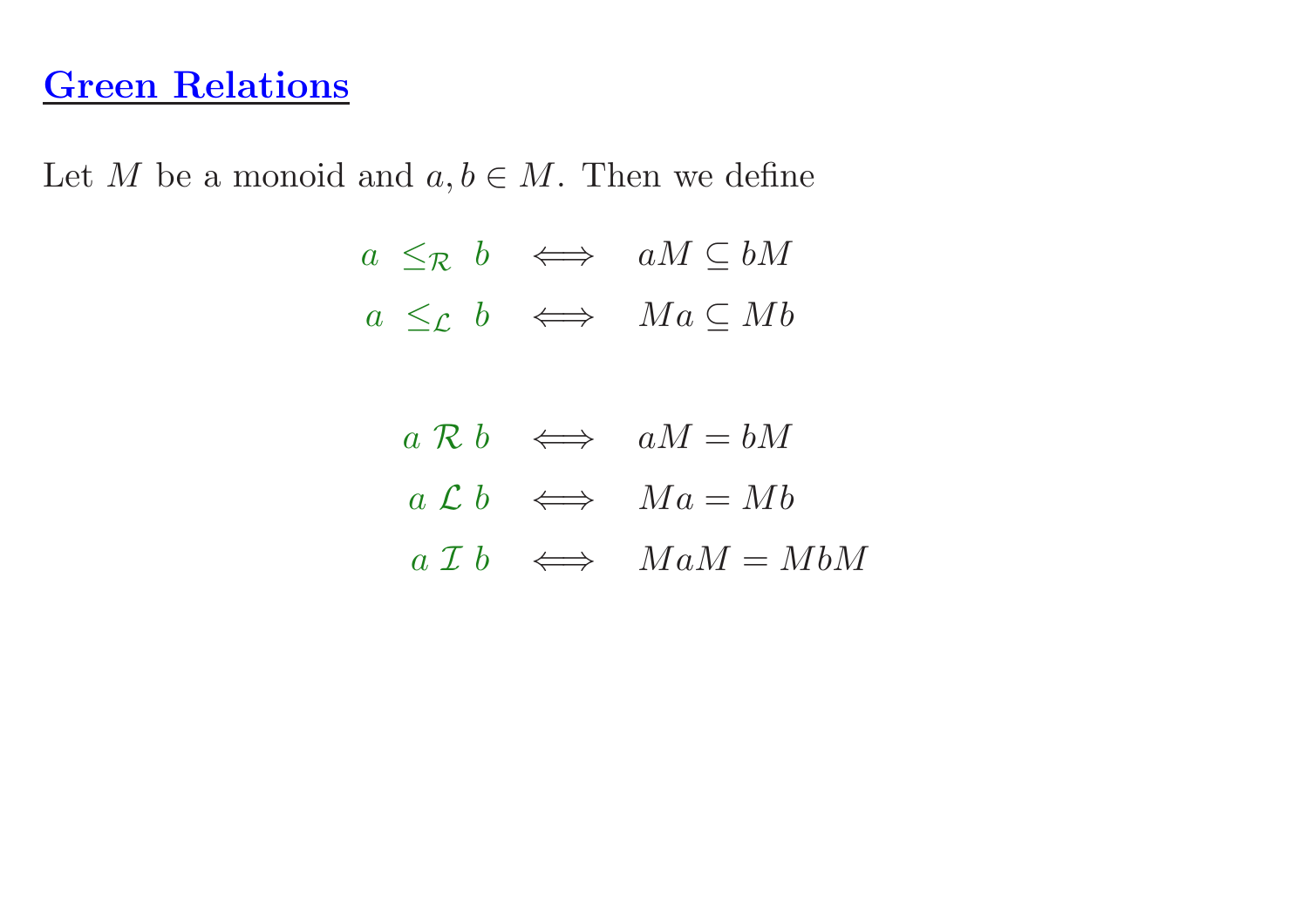## Green Relations

Let $M$ be a monoid and $a, b \in M$. Then we define

$$a \leq_{\mathcal{R}} b \iff aM \subseteq bM$$

$$a \leq_{\mathcal{L}} b \iff Ma \subseteq Mb$$

$$a \; \mathcal{R} \; b \iff aM = bM$$

$$a \; \mathcal{L} \; b \iff Ma = Mb$$

$$a \; \mathcal{I} \; b \iff MaM = MbM$$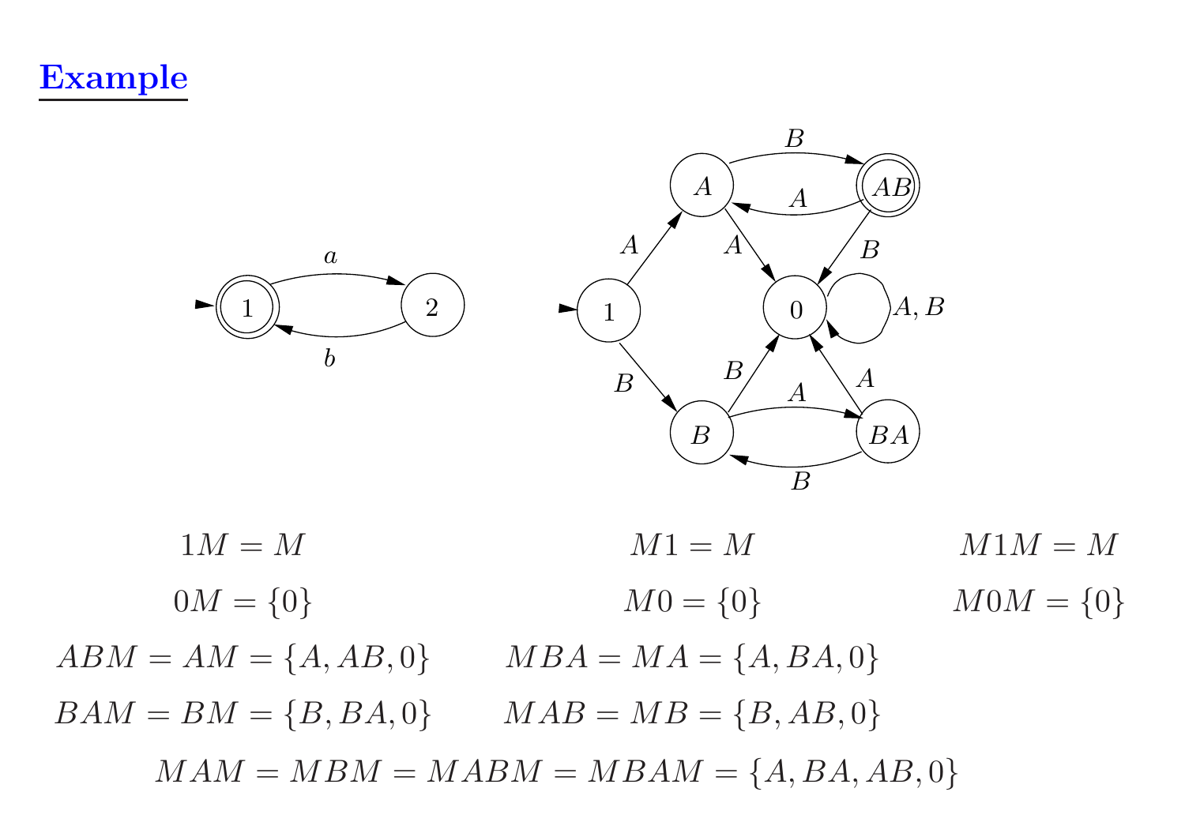## Example

$$1M = M \qquad M1 = M \qquad M1M = M$$

$$0M = \{0\} \qquad M0 = \{0\} \qquad M0M = \{0\}$$

$$ABM = AM = \{A, AB, 0\} \qquad MBA = MA = \{A, BA, 0\}$$

$$BAM = BM = \{B, BA, 0\} \qquad MAB = MB = \{B, AB, 0\}$$

$$MAM = MBM = MABM = MBAM = \{A, BA, AB, 0\}$$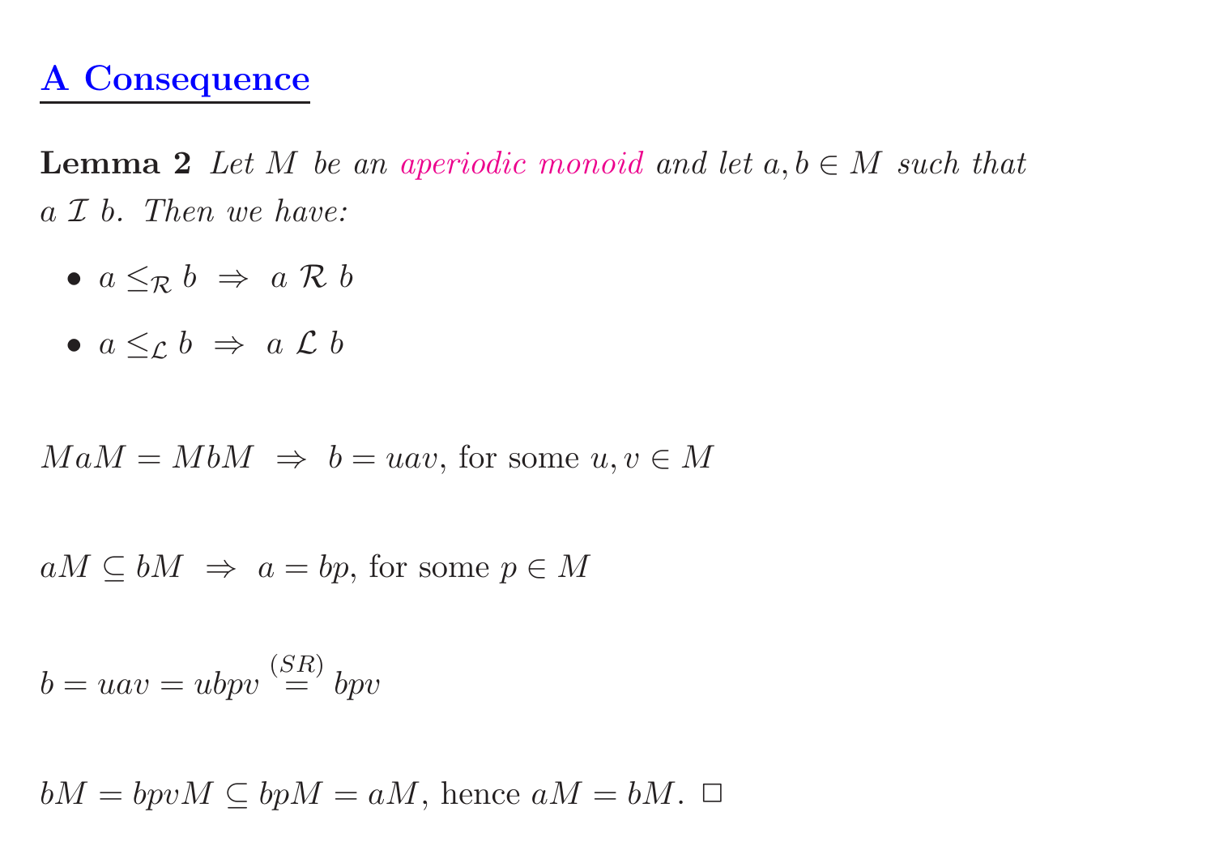## A Consequence

**Lemma 2** *Let $M$ be an aperiodic monoid and let $a, b \in M$ such that $a \mathcal{I} b$. Then we have:*

- $a \leq_{\mathcal{R}} b \;\Rightarrow\; a \mathcal{R} b$
- $a \leq_{\mathcal{L}} b \;\Rightarrow\; a \mathcal{L} b$

$MaM = MbM \;\Rightarrow\; b = uav$, for some $u, v \in M$

$aM \subseteq bM \;\Rightarrow\; a = bp$, for some $p \in M$

$b = uav = ubpv \overset{(SR)}{=} bpv$

$bM = bpvM \subseteq bpM = aM$, hence $aM = bM$. $\square$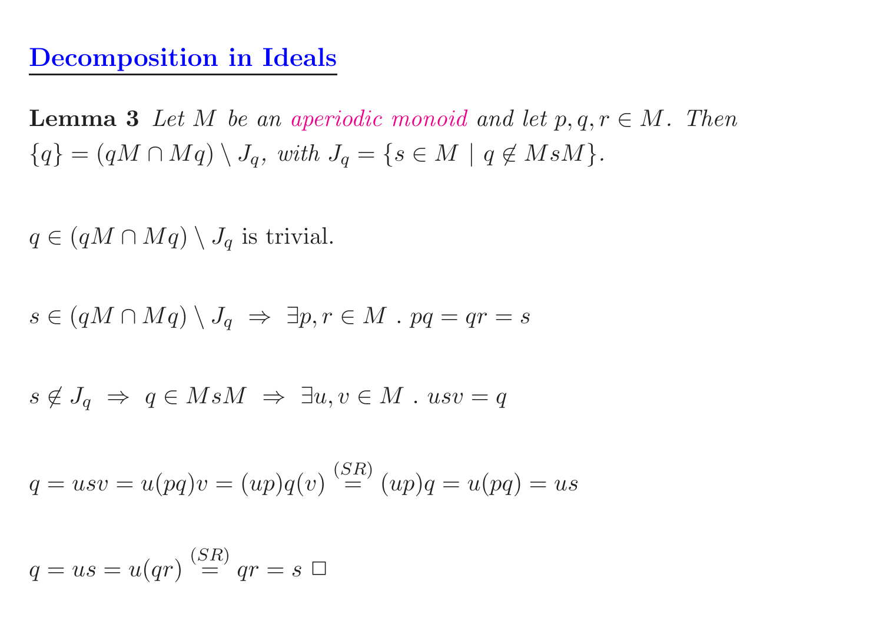# Decomposition in Ideals

**Lemma 3** *Let $M$ be an aperiodic monoid and let $p, q, r \in M$. Then $\{q\} = (qM \cap Mq) \setminus J_q$, with $J_q = \{s \in M \mid q \notin MsM\}$.*

$q \in (qM \cap Mq) \setminus J_q$ is trivial.

$s \in (qM \cap Mq) \setminus J_q \;\Rightarrow\; \exists p, r \in M \;.\; pq = qr = s$

$s \notin J_q \;\Rightarrow\; q \in MsM \;\Rightarrow\; \exists u, v \in M \;.\; usv = q$

$q = usv = u(pq)v = (up)q(v) \overset{(SR)}{=} (up)q = u(pq) = us$

$q = us = u(qr) \overset{(SR)}{=} qr = s$ □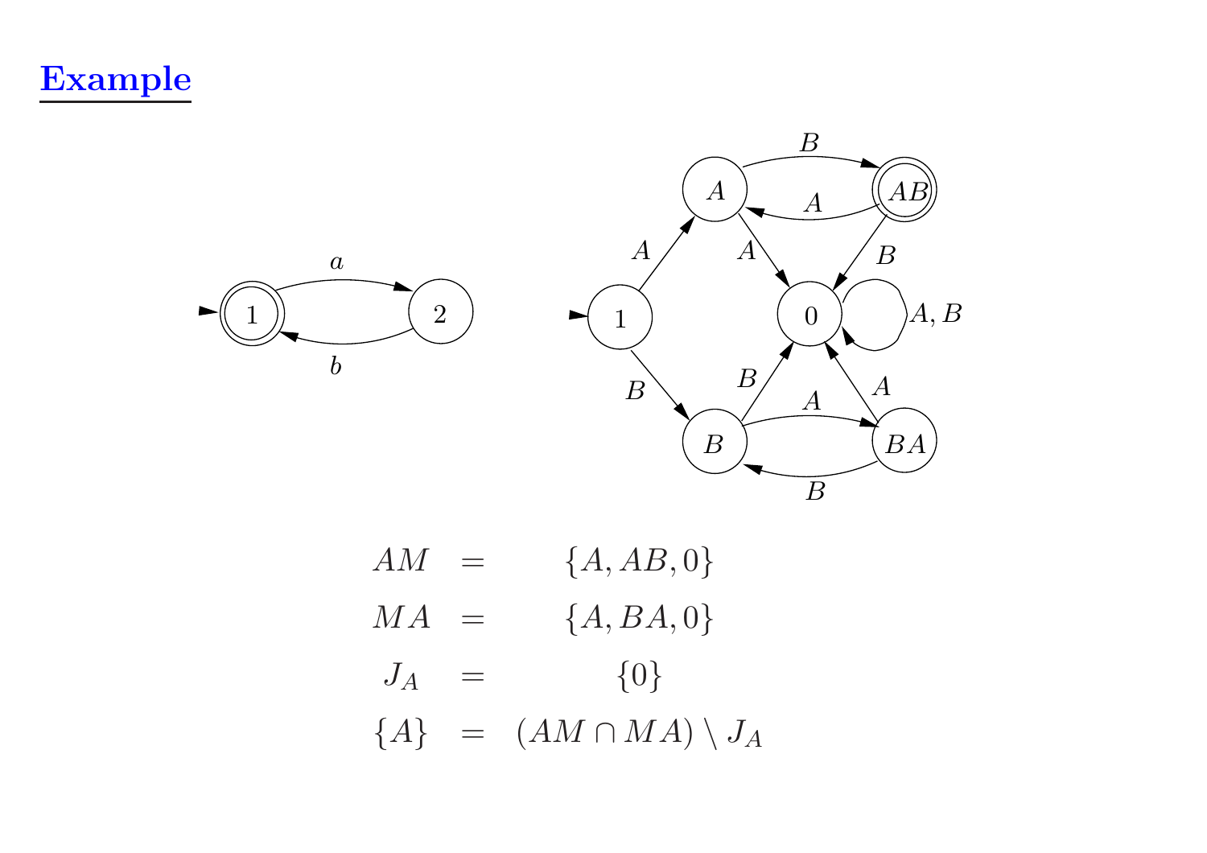# Example

$$AM = \{A, AB, 0\}$$

$$MA = \{A, BA, 0\}$$

$$J_A = \{0\}$$

$$\{A\} = (AM \cap MA) \setminus J_A$$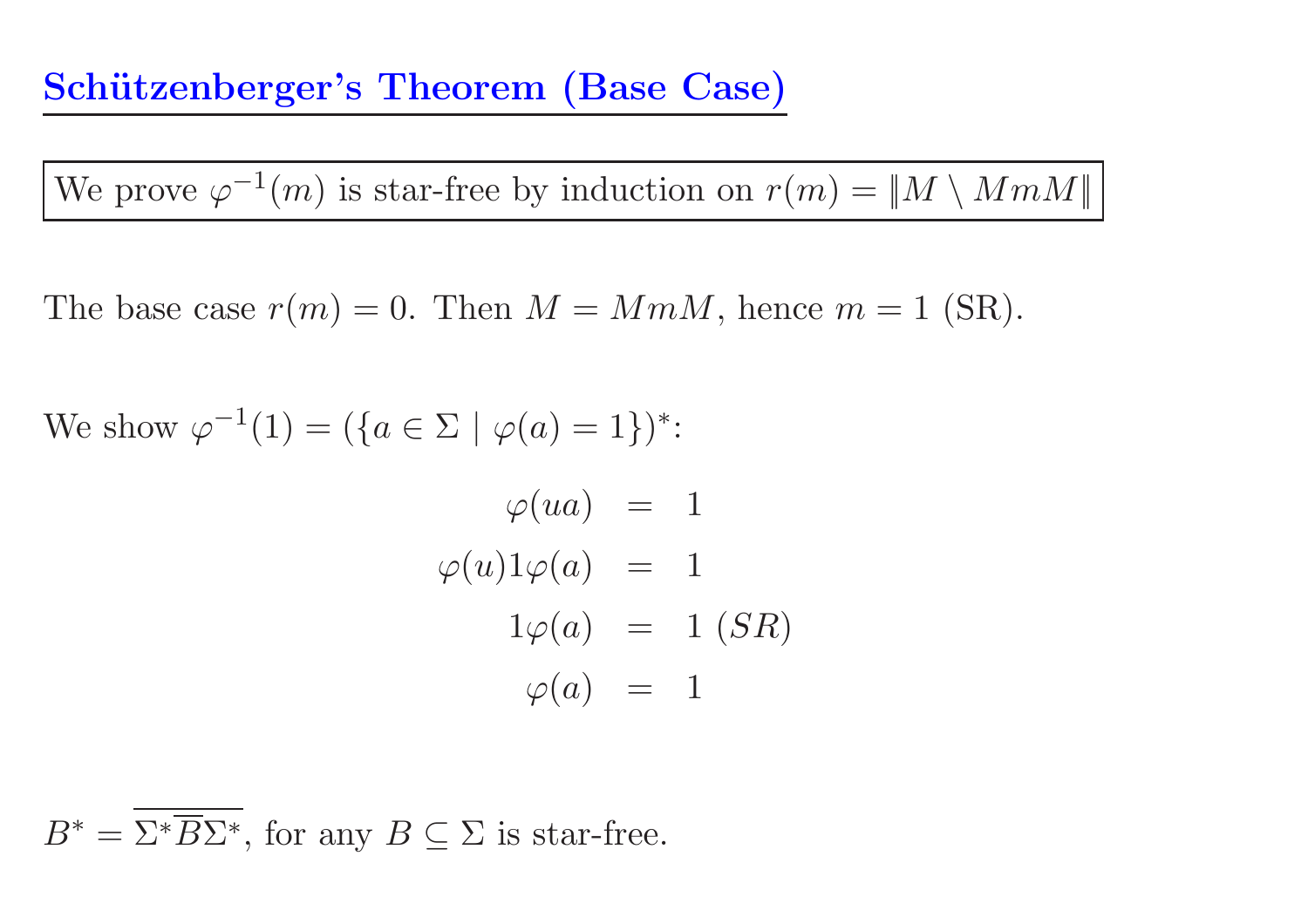## Schützenberger's Theorem (Base Case)

We prove $\varphi^{-1}(m)$ is star-free by induction on $r(m) = \|M \setminus MmM\|$

The base case $r(m) = 0$. Then $M = MmM$, hence $m = 1$ (SR).

We show $\varphi^{-1}(1) = (\{a \in \Sigma \mid \varphi(a) = 1\})^*$:

$$
\begin{aligned}
\varphi(ua) &= 1 \\
\varphi(u)1\varphi(a) &= 1 \\
1\varphi(a) &= 1 \ (SR) \\
\varphi(a) &= 1
\end{aligned}
$$

$B^* = \overline{\Sigma^* \overline{B} \Sigma^*}$, for any $B \subseteq \Sigma$ is star-free.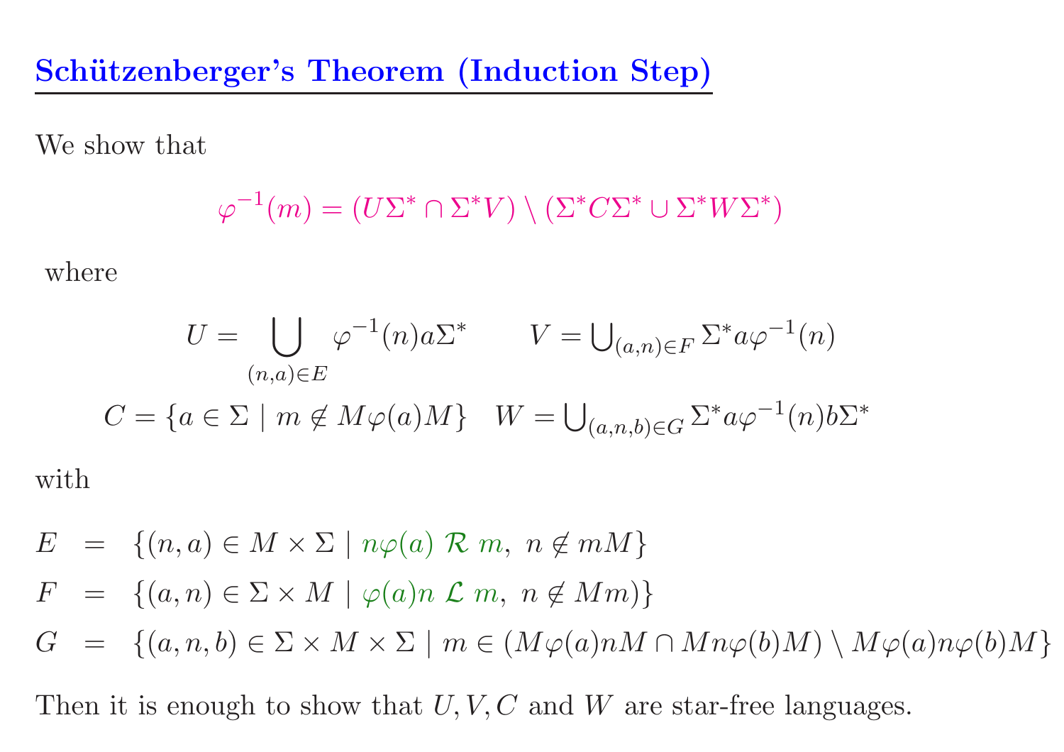## Schützenberger's Theorem (Induction Step)

We show that

$$\varphi^{-1}(m) = (U\Sigma^* \cap \Sigma^* V) \setminus (\Sigma^* C \Sigma^* \cup \Sigma^* W \Sigma^*)$$

where

$$U = \bigcup_{(n,a)\in E} \varphi^{-1}(n) a \Sigma^* \qquad V = \bigcup_{(a,n)\in F} \Sigma^* a \varphi^{-1}(n)$$

$$C = \{a \in \Sigma \mid m \notin M\varphi(a)M\} \quad W = \bigcup_{(a,n,b)\in G} \Sigma^* a \varphi^{-1}(n) b \Sigma^*$$

with

$$E = \{(n,a) \in M \times \Sigma \mid n\varphi(a) \ \mathcal{R} \ m, \ n \notin mM\}$$

$$F = \{(a,n) \in \Sigma \times M \mid \varphi(a)n \ \mathcal{L} \ m, \ n \notin Mm)\}$$

$$G = \{(a,n,b) \in \Sigma \times M \times \Sigma \mid m \in (M\varphi(a)nM \cap Mn\varphi(b)M) \setminus M\varphi(a)n\varphi(b)M\}$$

Then it is enough to show that $U, V, C$ and $W$ are star-free languages.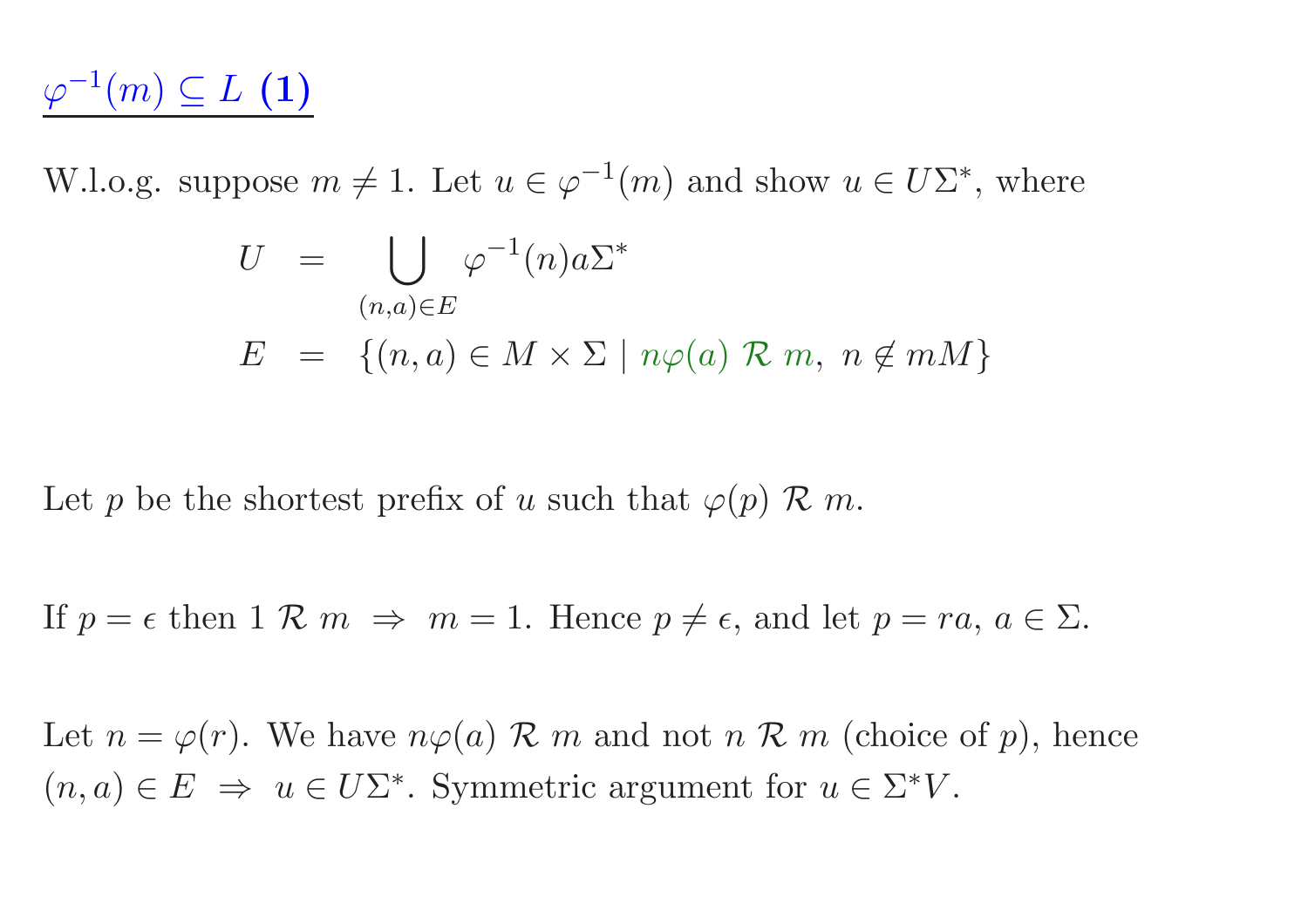## $\varphi^{-1}(m) \subseteq L$ (1)

W.l.o.g. suppose $m \neq 1$. Let $u \in \varphi^{-1}(m)$ and show $u \in U\Sigma^*$, where

$$
\begin{aligned}
U &= \bigcup_{(n,a)\in E} \varphi^{-1}(n)a\Sigma^* \\
E &= \{(n,a) \in M \times \Sigma \mid n\varphi(a) \ \mathcal{R} \ m,\ n \notin mM\}
\end{aligned}
$$

Let $p$ be the shortest prefix of $u$ such that $\varphi(p) \ \mathcal{R} \ m$.

If $p = \epsilon$ then $1 \ \mathcal{R} \ m \ \Rightarrow \ m = 1$. Hence $p \neq \epsilon$, and let $p = ra$, $a \in \Sigma$.

Let $n = \varphi(r)$. We have $n\varphi(a) \ \mathcal{R} \ m$ and not $n \ \mathcal{R} \ m$ (choice of $p$), hence $(n, a) \in E \ \Rightarrow \ u \in U\Sigma^*$. Symmetric argument for $u \in \Sigma^*V$.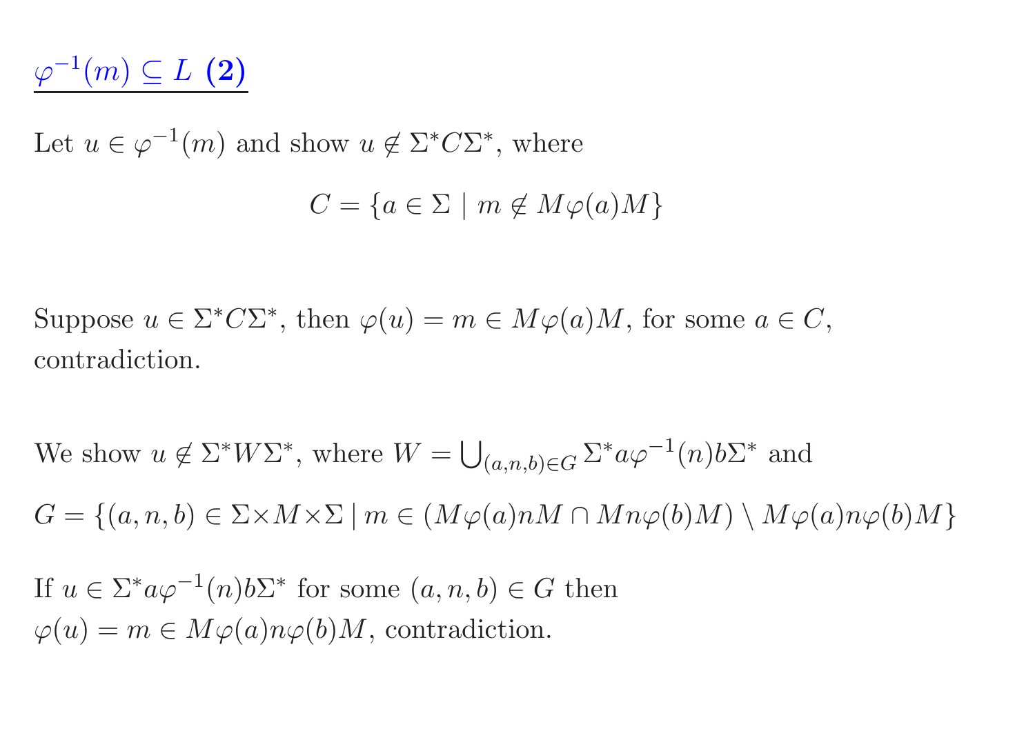## $\varphi^{-1}(m) \subseteq L$ **(2)**

Let $u \in \varphi^{-1}(m)$ and show $u \notin \Sigma^* C \Sigma^*$, where

$$C = \{a \in \Sigma \mid m \notin M\varphi(a)M\}$$

Suppose $u \in \Sigma^* C \Sigma^*$, then $\varphi(u) = m \in M\varphi(a)M$, for some $a \in C$, contradiction.

We show $u \notin \Sigma^* W \Sigma^*$, where $W = \bigcup_{(a,n,b)\in G} \Sigma^* a \varphi^{-1}(n) b \Sigma^*$ and

$G = \{(a, n, b) \in \Sigma \times M \times \Sigma \mid m \in (M\varphi(a)nM \cap Mn\varphi(b)M) \setminus M\varphi(a)n\varphi(b)M\}$

If $u \in \Sigma^* a \varphi^{-1}(n) b \Sigma^*$ for some $(a, n, b) \in G$ then $\varphi(u) = m \in M\varphi(a)n\varphi(b)M$, contradiction.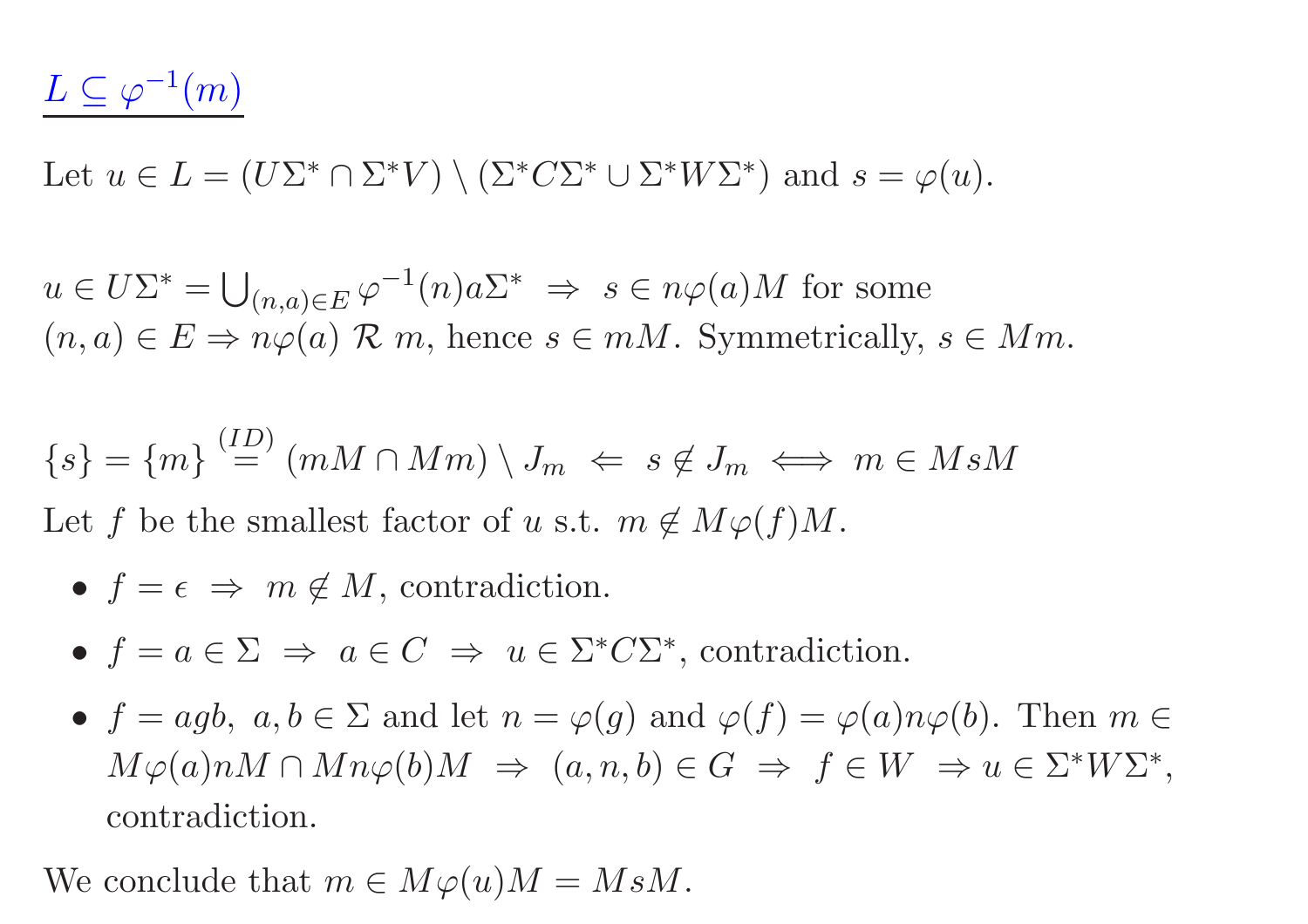## $L \subseteq \varphi^{-1}(m)$

Let $u \in L = (U\Sigma^* \cap \Sigma^* V) \setminus (\Sigma^* C \Sigma^* \cup \Sigma^* W \Sigma^*)$ and $s = \varphi(u)$.

$u \in U\Sigma^* = \bigcup_{(n,a)\in E} \varphi^{-1}(n)a\Sigma^* \;\Rightarrow\; s \in n\varphi(a)M$ for some $(n,a) \in E \Rightarrow n\varphi(a) \;\mathcal{R}\; m$, hence $s \in mM$. Symmetrically, $s \in Mm$.

$\{s\} = \{m\} \overset{(ID)}{=} (mM \cap Mm) \setminus J_m \;\Leftarrow\; s \notin J_m \iff m \in MsM$

Let $f$ be the smallest factor of $u$ s.t. $m \notin M\varphi(f)M$.

- $f = \epsilon \;\Rightarrow\; m \notin M$, contradiction.
- $f = a \in \Sigma \;\Rightarrow\; a \in C \;\Rightarrow\; u \in \Sigma^* C \Sigma^*$, contradiction.
- $f = agb,\ a, b \in \Sigma$ and let $n = \varphi(g)$ and $\varphi(f) = \varphi(a)n\varphi(b)$. Then $m \in M\varphi(a)nM \cap Mn\varphi(b)M \;\Rightarrow\; (a,n,b) \in G \;\Rightarrow\; f \in W \;\Rightarrow u \in \Sigma^* W \Sigma^*$, contradiction.

We conclude that $m \in M\varphi(u)M = MsM$.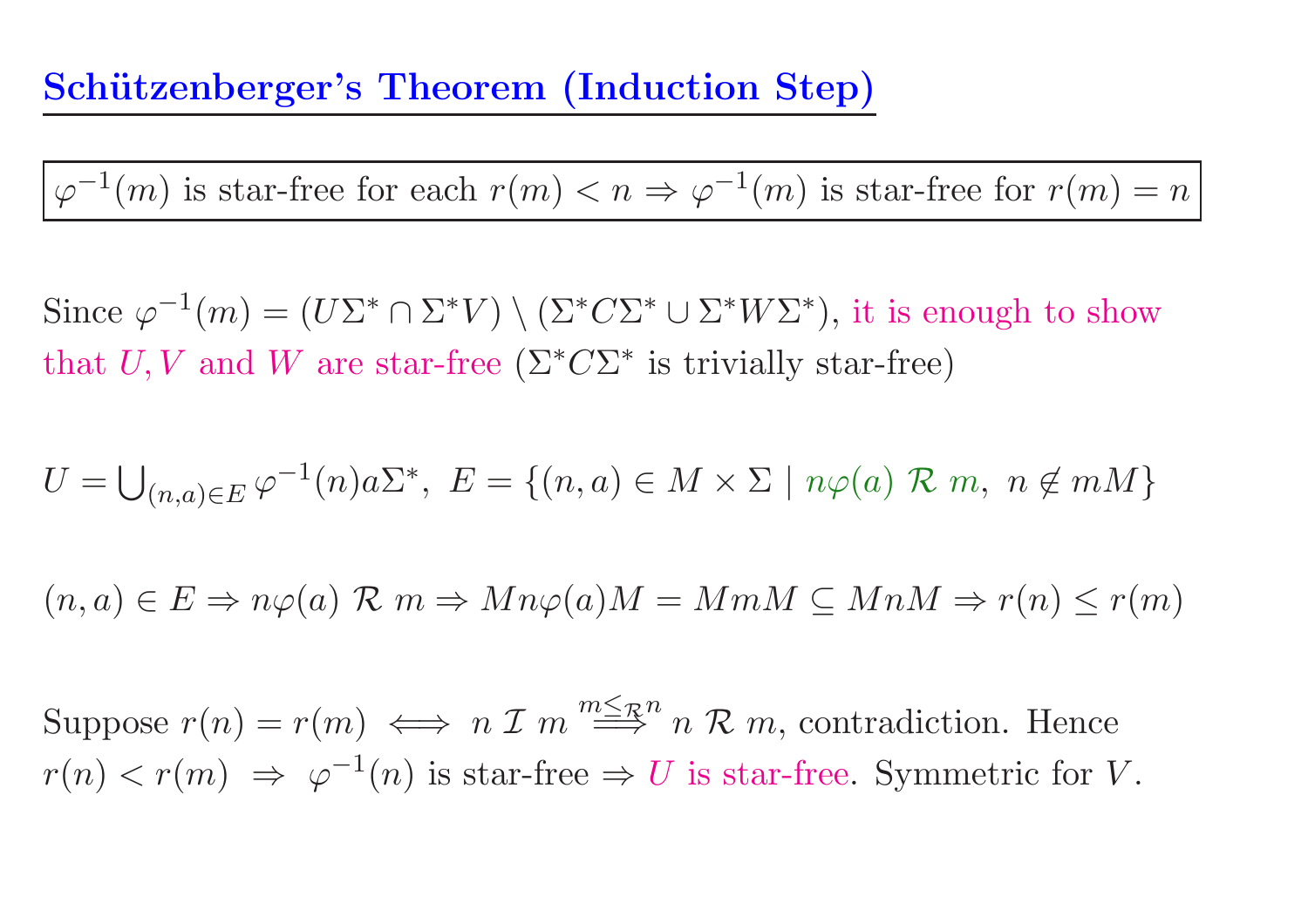## Schützenberger's Theorem (Induction Step)

$\varphi^{-1}(m)$ is star-free for each $r(m) < n \Rightarrow \varphi^{-1}(m)$ is star-free for $r(m) = n$

Since $\varphi^{-1}(m) = (U\Sigma^* \cap \Sigma^* V) \setminus (\Sigma^* C \Sigma^* \cup \Sigma^* W \Sigma^*)$, it is enough to show that $U, V$ and $W$ are star-free ($\Sigma^* C \Sigma^*$ is trivially star-free)

$U = \bigcup_{(n,a) \in E} \varphi^{-1}(n) a \Sigma^*, \; E = \{(n, a) \in M \times \Sigma \mid n\varphi(a) \; \mathcal{R} \; m, \; n \notin mM\}$

$(n, a) \in E \Rightarrow n\varphi(a) \; \mathcal{R} \; m \Rightarrow Mn\varphi(a)M = MmM \subseteq MnM \Rightarrow r(n) \leq r(m)$

Suppose $r(n) = r(m) \iff n \; \mathcal{I} \; m \overset{m \leq_{\mathcal{R}} n}{\Longrightarrow} n \; \mathcal{R} \; m$, contradiction. Hence $r(n) < r(m) \Rightarrow \varphi^{-1}(n)$ is star-free $\Rightarrow U$ is star-free. Symmetric for $V$.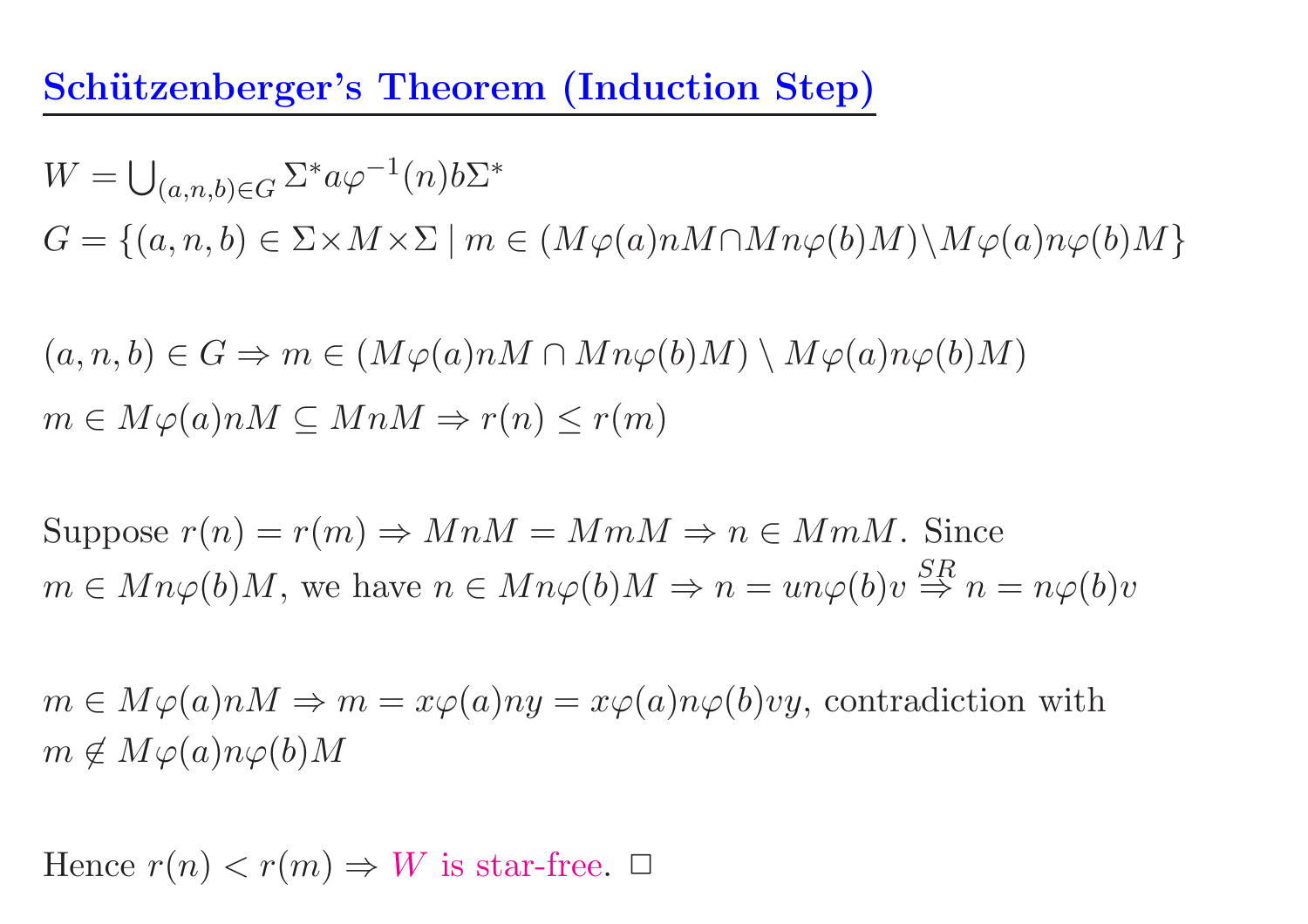## Schützenberger's Theorem (Induction Step)

$W = \bigcup_{(a,n,b) \in G} \Sigma^* a \varphi^{-1}(n) b \Sigma^*$

$G = \{(a, n, b) \in \Sigma \times M \times \Sigma \mid m \in (M\varphi(a)nM \cap Mn\varphi(b)M) \setminus M\varphi(a)n\varphi(b)M\}$

$(a, n, b) \in G \Rightarrow m \in (M\varphi(a)nM \cap Mn\varphi(b)M) \setminus M\varphi(a)n\varphi(b)M)$

$m \in M\varphi(a)nM \subseteq MnM \Rightarrow r(n) \leq r(m)$

Suppose $r(n) = r(m) \Rightarrow MnM = MmM \Rightarrow n \in MmM$. Since $m \in Mn\varphi(b)M$, we have $n \in Mn\varphi(b)M \Rightarrow n = un\varphi(b)v \overset{SR}{\Rightarrow} n = n\varphi(b)v$

$m \in M\varphi(a)nM \Rightarrow m = x\varphi(a)ny = x\varphi(a)n\varphi(b)vy$, contradiction with $m \notin M\varphi(a)n\varphi(b)M$

Hence $r(n) < r(m) \Rightarrow W$ is star-free. □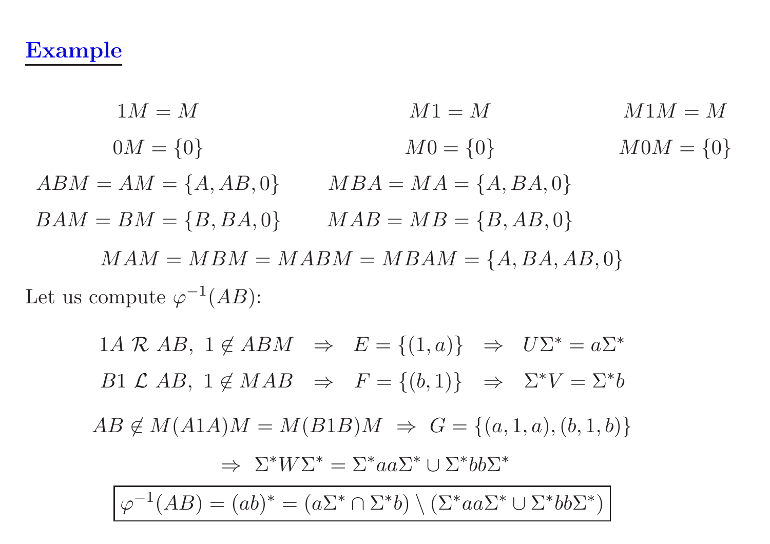## Example

$$1M = M \qquad M1 = M \qquad M1M = M$$

$$0M = \{0\} \qquad M0 = \{0\} \qquad M0M = \{0\}$$

$$ABM = AM = \{A, AB, 0\} \qquad MBA = MA = \{A, BA, 0\}$$

$$BAM = BM = \{B, BA, 0\} \qquad MAB = MB = \{B, AB, 0\}$$

$$MAM = MBM = MABM = MBAM = \{A, BA, AB, 0\}$$

Let us compute $\varphi^{-1}(AB)$:

$$1A \;\mathcal{R}\; AB,\ 1 \notin ABM \;\Rightarrow\; E = \{(1, a)\} \;\Rightarrow\; U\Sigma^* = a\Sigma^*$$

$$B1 \;\mathcal{L}\; AB,\ 1 \notin MAB \;\Rightarrow\; F = \{(b, 1)\} \;\Rightarrow\; \Sigma^* V = \Sigma^* b$$

$$AB \notin M(A1A)M = M(B1B)M \;\Rightarrow\; G = \{(a, 1, a), (b, 1, b)\}$$

$$\Rightarrow\; \Sigma^* W \Sigma^* = \Sigma^* aa \Sigma^* \cup \Sigma^* bb \Sigma^*$$

$$\boxed{\varphi^{-1}(AB) = (ab)^* = (a\Sigma^* \cap \Sigma^* b) \setminus (\Sigma^* aa \Sigma^* \cup \Sigma^* bb \Sigma^*)}$$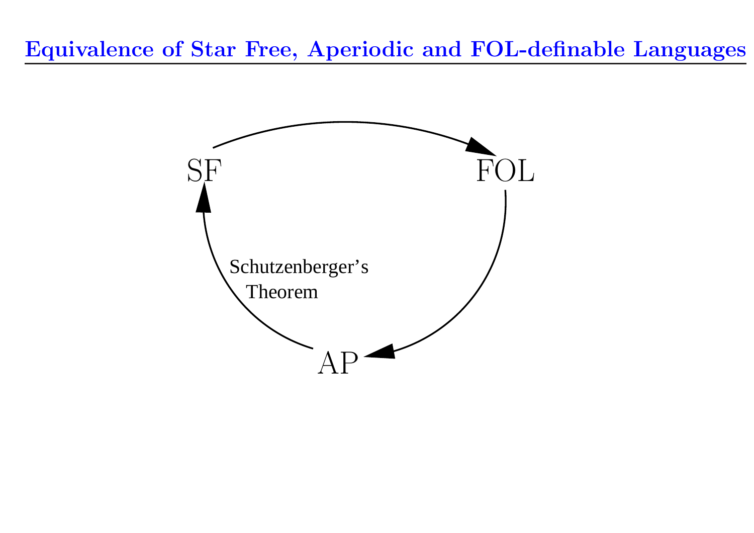## Equivalence of Star Free, Aperiodic and FOL-definable Languages

SF

FOL

AP

Schutzenberger's Theorem